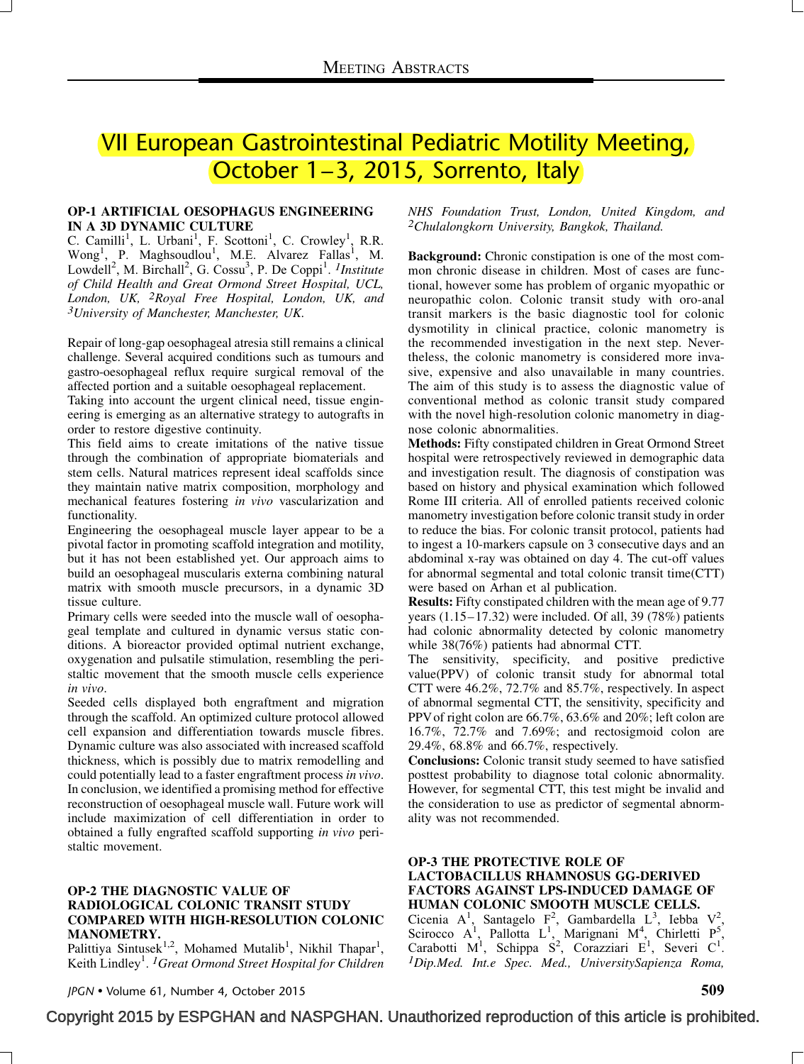# VII European Gastrointestinal Pediatric Motility Meeting, October 1–3, 2015, Sorrento, Italy

## OP-1 ARTIFICIAL OESOPHAGUS ENGINEERING IN A 3D DYNAMIC CULTURE

C. Camilli[1], L. Urbani[1], F. Scottoni[1], C. Crowley[1], R.R. Wong[1], P. Maghsoudlou[1], M.E. Alvarez Fallas[1], M. Lowdell[2], M. Birchall[2], G. Cossu[3], P. De Coppi[1]. [1]*Institute of Child Health and Great Ormond Street Hospital, UCL, London, UK,* [2]*Royal Free Hospital, London, UK, and* [3]*University of Manchester, Manchester, UK.*

Repair of long-gap oesophageal atresia still remains a clinical challenge. Several acquired conditions such as tumours and gastro-oesophageal reflux require surgical removal of the affected portion and a suitable oesophageal replacement.

Taking into account the urgent clinical need, tissue engineering is emerging as an alternative strategy to autografts in order to restore digestive continuity.

This field aims to create imitations of the native tissue through the combination of appropriate biomaterials and stem cells. Natural matrices represent ideal scaffolds since they maintain native matrix composition, morphology and mechanical features fostering *in vivo* vascularization and functionality.

Engineering the oesophageal muscle layer appear to be a pivotal factor in promoting scaffold integration and motility, but it has not been established yet. Our approach aims to build an oesophageal muscularis externa combining natural matrix with smooth muscle precursors, in a dynamic 3D tissue culture.

Primary cells were seeded into the muscle wall of oesophageal template and cultured in dynamic versus static conditions. A bioreactor provided optimal nutrient exchange, oxygenation and pulsatile stimulation, resembling the peristaltic movement that the smooth muscle cells experience *in vivo*.

Seeded cells displayed both engraftment and migration through the scaffold. An optimized culture protocol allowed cell expansion and differentiation towards muscle fibres. Dynamic culture was also associated with increased scaffold thickness, which is possibly due to matrix remodelling and could potentially lead to a faster engraftment process *in vivo*. In conclusion, we identified a promising method for effective reconstruction of oesophageal muscle wall. Future work will include maximization of cell differentiation in order to obtained a fully engrafted scaffold supporting *in vivo* peristaltic movement.

## OP-2 THE DIAGNOSTIC VALUE OF RADIOLOGICAL COLONIC TRANSIT STUDY COMPARED WITH HIGH-RESOLUTION COLONIC MANOMETRY.

Palittiya Sintusek[1,2], Mohamed Mutalib[1], Nikhil Thapar[1], Keith Lindley[1]. [1]*Great Ormond Street Hospital for Children NHS Foundation Trust, London, United Kingdom, and* [2]*Chulalongkorn University, Bangkok, Thailand.*

**Background:** Chronic constipation is one of the most common chronic disease in children. Most of cases are functional, however some has problem of organic myopathic or neuropathic colon. Colonic transit study with oro-anal transit markers is the basic diagnostic tool for colonic dysmotility in clinical practice, colonic manometry is the recommended investigation in the next step. Nevertheless, the colonic manometry is considered more invasive, expensive and also unavailable in many countries. The aim of this study is to assess the diagnostic value of conventional method as colonic transit study compared with the novel high-resolution colonic manometry in diagnose colonic abnormalities.

**Methods:** Fifty constipated children in Great Ormond Street hospital were retrospectively reviewed in demographic data and investigation result. The diagnosis of constipation was based on history and physical examination which followed Rome III criteria. All of enrolled patients received colonic manometry investigation before colonic transit study in order to reduce the bias. For colonic transit protocol, patients had to ingest a 10-markers capsule on 3 consecutive days and an abdominal x-ray was obtained on day 4. The cut-off values for abnormal segmental and total colonic transit time(CTT) were based on Arhan et al publication.

**Results:** Fifty constipated children with the mean age of 9.77 years (1.15–17.32) were included. Of all, 39 (78%) patients had colonic abnormality detected by colonic manometry while 38(76%) patients had abnormal CTT.

The sensitivity, specificity, and positive predictive value(PPV) of colonic transit study for abnormal total CTT were 46.2%, 72.7% and 85.7%, respectively. In aspect of abnormal segmental CTT, the sensitivity, specificity and PPV of right colon are 66.7%, 63.6% and 20%; left colon are 16.7%, 72.7% and 7.69%; and rectosigmoid colon are 29.4%, 68.8% and 66.7%, respectively.

**Conclusions:** Colonic transit study seemed to have satisfied posttest probability to diagnose total colonic abnormality. However, for segmental CTT, this test might be invalid and the consideration to use as predictor of segmental abnormality was not recommended.

## OP-3 THE PROTECTIVE ROLE OF LACTOBACILLUS RHAMNOSUS GG-DERIVED FACTORS AGAINST LPS-INDUCED DAMAGE OF HUMAN COLONIC SMOOTH MUSCLE CELLS.

Cicenia A[1], Santagelo F[2], Gambardella L[3], Iebba V[2], Scirocco A[1], Pallotta L[1], Marignani M[4], Chirletti P[5], Carabotti M[1], Schippa S[2], Corazziari E[1], Severi C[1]. [1]*Dip.Med. Int.e Spec. Med., UniversitySapienza Roma,*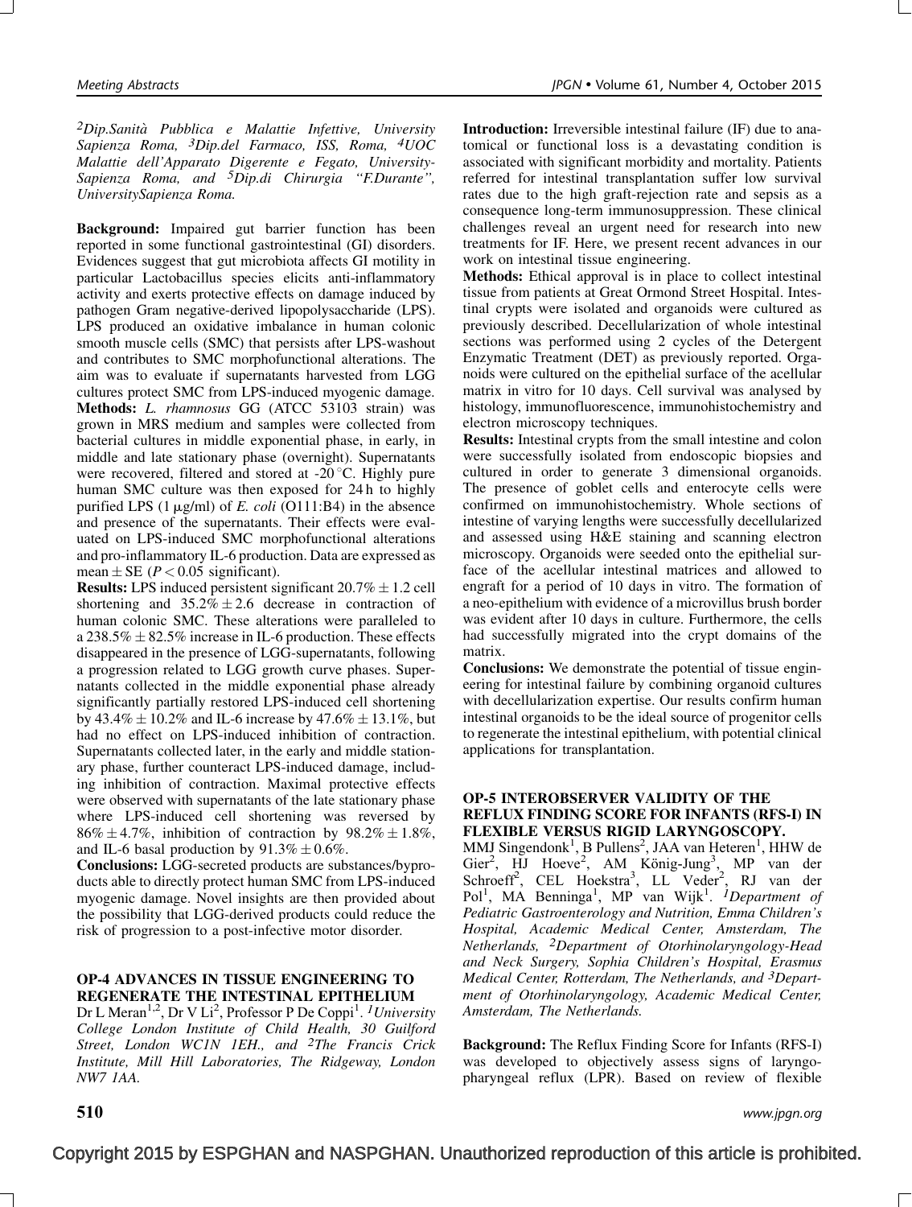[2]Dip.Sanità Pubblica e Malattie Infettive, University Sapienza Roma, [3]Dip.del Farmaco, ISS, Roma, [4]UOC Malattie dell'Apparato Digerente e Fegato, University-Sapienza Roma, and [5]Dip.di Chirurgia "F.Durante", UniversitySapienza Roma.

**Background:** Impaired gut barrier function has been reported in some functional gastrointestinal (GI) disorders. Evidences suggest that gut microbiota affects GI motility in particular Lactobacillus species elicits anti-inflammatory activity and exerts protective effects on damage induced by pathogen Gram negative-derived lipopolysaccharide (LPS). LPS produced an oxidative imbalance in human colonic smooth muscle cells (SMC) that persists after LPS-washout and contributes to SMC morphofunctional alterations. The aim was to evaluate if supernatants harvested from LGG cultures protect SMC from LPS-induced myogenic damage.

**Methods:** *L. rhamnosus* GG (ATCC 53103 strain) was grown in MRS medium and samples were collected from bacterial cultures in middle exponential phase, in early, in middle and late stationary phase (overnight). Supernatants were recovered, filtered and stored at -20 °C. Highly pure human SMC culture was then exposed for 24 h to highly purified LPS (1 μg/ml) of *E. coli* (O111:B4) in the absence and presence of the supernatants. Their effects were evaluated on LPS-induced SMC morphofunctional alterations and pro-inflammatory IL-6 production. Data are expressed as mean ± SE ($P < 0.05$ significant).

**Results:** LPS induced persistent significant 20.7% ± 1.2 cell shortening and 35.2% ± 2.6 decrease in contraction of human colonic SMC. These alterations were paralleled to a 238.5% ± 82.5% increase in IL-6 production. These effects disappeared in the presence of LGG-supernatants, following a progression related to LGG growth curve phases. Supernatants collected in the middle exponential phase already significantly partially restored LPS-induced cell shortening by 43.4% ± 10.2% and IL-6 increase by 47.6% ± 13.1%, but had no effect on LPS-induced inhibition of contraction. Supernatants collected later, in the early and middle stationary phase, further counteract LPS-induced damage, including inhibition of contraction. Maximal protective effects were observed with supernatants of the late stationary phase where LPS-induced cell shortening was reversed by 86% ± 4.7%, inhibition of contraction by 98.2% ± 1.8%, and IL-6 basal production by 91.3% ± 0.6%.

**Conclusions:** LGG-secreted products are substances/byproducts able to directly protect human SMC from LPS-induced myogenic damage. Novel insights are then provided about the possibility that LGG-derived products could reduce the risk of progression to a post-infective motor disorder.

### OP-4 ADVANCES IN TISSUE ENGINEERING TO REGENERATE THE INTESTINAL EPITHELIUM

Dr L Meran[1,2], Dr V Li[2], Professor P De Coppi[1]. [1]*University College London Institute of Child Health, 30 Guilford Street, London WC1N 1EH., and* [2]*The Francis Crick Institute, Mill Hill Laboratories, The Ridgeway, London NW7 1AA.*

**Introduction:** Irreversible intestinal failure (IF) due to anatomical or functional loss is a devastating condition is associated with significant morbidity and mortality. Patients referred for intestinal transplantation suffer low survival rates due to the high graft-rejection rate and sepsis as a consequence long-term immunosuppression. These clinical challenges reveal an urgent need for research into new treatments for IF. Here, we present recent advances in our work on intestinal tissue engineering.

**Methods:** Ethical approval is in place to collect intestinal tissue from patients at Great Ormond Street Hospital. Intestinal crypts were isolated and organoids were cultured as previously described. Decellularization of whole intestinal sections was performed using 2 cycles of the Detergent Enzymatic Treatment (DET) as previously reported. Organoids were cultured on the epithelial surface of the acellular matrix in vitro for 10 days. Cell survival was analysed by histology, immunofluorescence, immunohistochemistry and electron microscopy techniques.

**Results:** Intestinal crypts from the small intestine and colon were successfully isolated from endoscopic biopsies and cultured in order to generate 3 dimensional organoids. The presence of goblet cells and enterocyte cells were confirmed on immunohistochemistry. Whole sections of intestine of varying lengths were successfully decellularized and assessed using H&E staining and scanning electron microscopy. Organoids were seeded onto the epithelial surface of the acellular intestinal matrices and allowed to engraft for a period of 10 days in vitro. The formation of a neo-epithelium with evidence of a microvillus brush border was evident after 10 days in culture. Furthermore, the cells had successfully migrated into the crypt domains of the matrix.

**Conclusions:** We demonstrate the potential of tissue engineering for intestinal failure by combining organoid cultures with decellularization expertise. Our results confirm human intestinal organoids to be the ideal source of progenitor cells to regenerate the intestinal epithelium, with potential clinical applications for transplantation.

### OP-5 INTEROBSERVER VALIDITY OF THE REFLUX FINDING SCORE FOR INFANTS (RFS-I) IN FLEXIBLE VERSUS RIGID LARYNGOSCOPY.

MMJ Singendonk[1], B Pullens[2], JAA van Heteren[1], HHW de Gier[2], HJ Hoeve[2], AM König-Jung[3], MP van der Schroeff[2], CEL Hoekstra[3], LL Veder[2], RJ van der Pol[1], MA Benninga[1], MP van Wijk[1]. [1]*Department of Pediatric Gastroenterology and Nutrition, Emma Children's Hospital, Academic Medical Center, Amsterdam, The Netherlands,* [2]*Department of Otorhinolaryngology-Head and Neck Surgery, Sophia Children's Hospital, Erasmus Medical Center, Rotterdam, The Netherlands, and* [3]*Department of Otorhinolaryngology, Academic Medical Center, Amsterdam, The Netherlands.*

**Background:** The Reflux Finding Score for Infants (RFS-I) was developed to objectively assess signs of laryngopharyngeal reflux (LPR). Based on review of flexible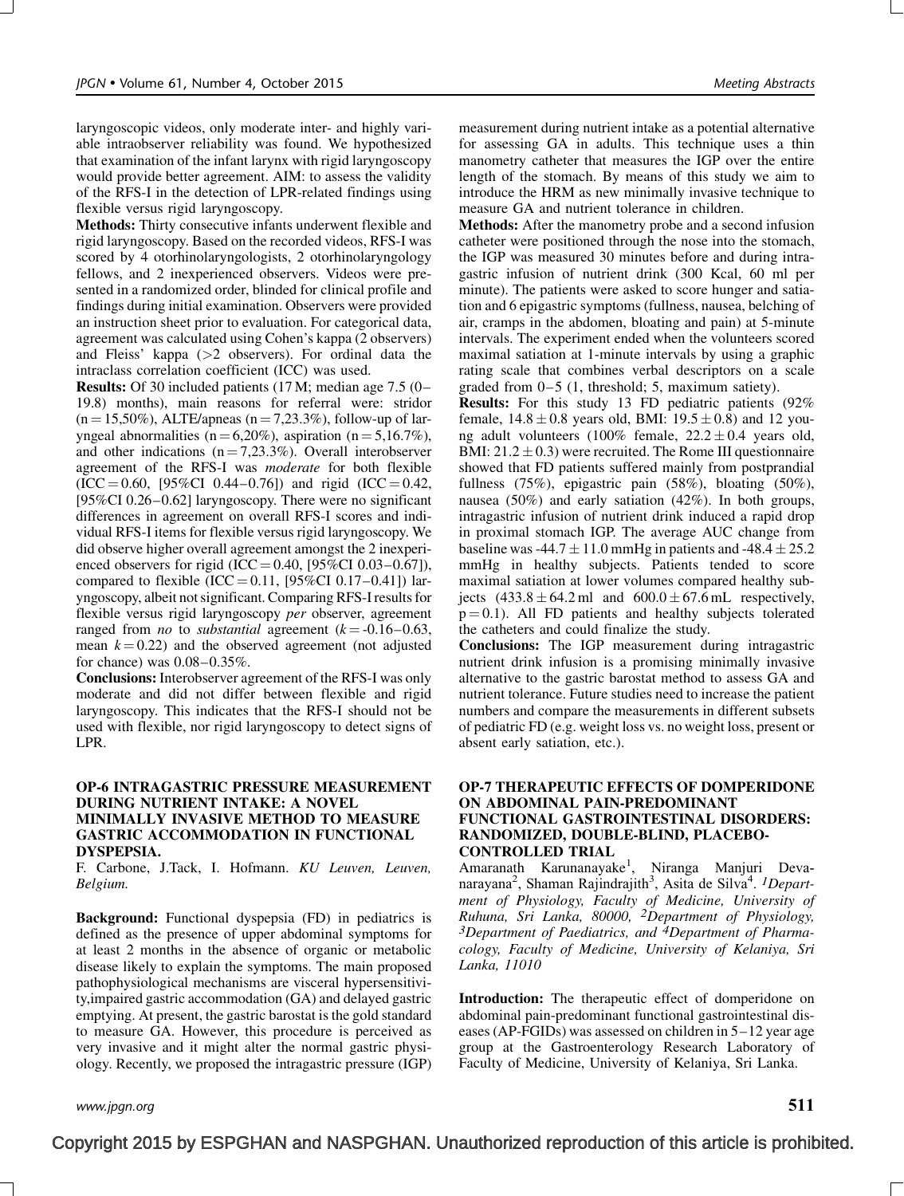laryngoscopic videos, only moderate inter- and highly variable intraobserver reliability was found. We hypothesized that examination of the infant larynx with rigid laryngoscopy would provide better agreement. AIM: to assess the validity of the RFS-I in the detection of LPR-related findings using flexible versus rigid laryngoscopy.

**Methods:** Thirty consecutive infants underwent flexible and rigid laryngoscopy. Based on the recorded videos, RFS-I was scored by 4 otorhinolaryngologists, 2 otorhinolaryngology fellows, and 2 inexperienced observers. Videos were presented in a randomized order, blinded for clinical profile and findings during initial examination. Observers were provided an instruction sheet prior to evaluation. For categorical data, agreement was calculated using Cohen's kappa (2 observers) and Fleiss' kappa (>2 observers). For ordinal data the intraclass correlation coefficient (ICC) was used.

**Results:** Of 30 included patients (17 M; median age 7.5 (0–19.8) months), main reasons for referral were: stridor (n = 15,50%), ALTE/apneas (n = 7,23.3%), follow-up of laryngeal abnormalities (n = 6,20%), aspiration (n = 5,16.7%), and other indications (n = 7,23.3%). Overall interobserver agreement of the RFS-I was *moderate* for both flexible (ICC = 0.60, [95%CI 0.44–0.76]) and rigid (ICC = 0.42, [95%CI 0.26–0.62] laryngoscopy. There were no significant differences in agreement on overall RFS-I scores and individual RFS-I items for flexible versus rigid laryngoscopy. We did observe higher overall agreement amongst the 2 inexperienced observers for rigid (ICC = 0.40, [95%CI 0.03–0.67]), compared to flexible (ICC = 0.11, [95%CI 0.17–0.41]) laryngoscopy, albeit not significant. Comparing RFS-I results for flexible versus rigid laryngoscopy *per* observer, agreement ranged from *no* to *substantial* agreement ($k$ = -0.16–0.63, mean $k$ = 0.22) and the observed agreement (not adjusted for chance) was 0.08–0.35%.

**Conclusions:** Interobserver agreement of the RFS-I was only moderate and did not differ between flexible and rigid laryngoscopy. This indicates that the RFS-I should not be used with flexible, nor rigid laryngoscopy to detect signs of LPR.

## OP-6 INTRAGASTRIC PRESSURE MEASUREMENT DURING NUTRIENT INTAKE: A NOVEL MINIMALLY INVASIVE METHOD TO MEASURE GASTRIC ACCOMMODATION IN FUNCTIONAL DYSPEPSIA.

F. Carbone, J.Tack, I. Hofmann. *KU Leuven, Leuven, Belgium.*

**Background:** Functional dyspepsia (FD) in pediatrics is defined as the presence of upper abdominal symptoms for at least 2 months in the absence of organic or metabolic disease likely to explain the symptoms. The main proposed pathophysiological mechanisms are visceral hypersensitivity,impaired gastric accommodation (GA) and delayed gastric emptying. At present, the gastric barostat is the gold standard to measure GA. However, this procedure is perceived as very invasive and it might alter the normal gastric physiology. Recently, we proposed the intragastric pressure (IGP) measurement during nutrient intake as a potential alternative for assessing GA in adults. This technique uses a thin manometry catheter that measures the IGP over the entire length of the stomach. By means of this study we aim to introduce the HRM as new minimally invasive technique to measure GA and nutrient tolerance in children.

**Methods:** After the manometry probe and a second infusion catheter were positioned through the nose into the stomach, the IGP was measured 30 minutes before and during intragastric infusion of nutrient drink (300 Kcal, 60 ml per minute). The patients were asked to score hunger and satiation and 6 epigastric symptoms (fullness, nausea, belching of air, cramps in the abdomen, bloating and pain) at 5-minute intervals. The experiment ended when the volunteers scored maximal satiation at 1-minute intervals by using a graphic rating scale that combines verbal descriptors on a scale graded from 0–5 (1, threshold; 5, maximum satiety).

**Results:** For this study 13 FD pediatric patients (92% female, 14.8 ± 0.8 years old, BMI: 19.5 ± 0.8) and 12 young adult volunteers (100% female, 22.2 ± 0.4 years old, BMI: 21.2 ± 0.3) were recruited. The Rome III questionnaire showed that FD patients suffered mainly from postprandial fullness (75%), epigastric pain (58%), bloating (50%), nausea (50%) and early satiation (42%). In both groups, intragastric infusion of nutrient drink induced a rapid drop in proximal stomach IGP. The average AUC change from baseline was -44.7 ± 11.0 mmHg in patients and -48.4 ± 25.2 mmHg in healthy subjects. Patients tended to score maximal satiation at lower volumes compared healthy subjects (433.8 ± 64.2 ml and 600.0 ± 67.6 mL respectively, p = 0.1). All FD patients and healthy subjects tolerated the catheters and could finalize the study.

**Conclusions:** The IGP measurement during intragastric nutrient drink infusion is a promising minimally invasive alternative to the gastric barostat method to assess GA and nutrient tolerance. Future studies need to increase the patient numbers and compare the measurements in different subsets of pediatric FD (e.g. weight loss vs. no weight loss, present or absent early satiation, etc.).

## OP-7 THERAPEUTIC EFFECTS OF DOMPERIDONE ON ABDOMINAL PAIN-PREDOMINANT FUNCTIONAL GASTROINTESTINAL DISORDERS: RANDOMIZED, DOUBLE-BLIND, PLACEBO-CONTROLLED TRIAL

Amaranath Karunanayake[1], Niranga Manjuri Devanarayana[2], Shaman Rajindrajith[3], Asita de Silva[4]. *[1]Department of Physiology, Faculty of Medicine, University of Ruhuna, Sri Lanka, 80000, [2]Department of Physiology, [3]Department of Paediatrics, and [4]Department of Pharmacology, Faculty of Medicine, University of Kelaniya, Sri Lanka, 11010*

**Introduction:** The therapeutic effect of domperidone on abdominal pain-predominant functional gastrointestinal diseases (AP-FGIDs) was assessed on children in 5–12 year age group at the Gastroenterology Research Laboratory of Faculty of Medicine, University of Kelaniya, Sri Lanka.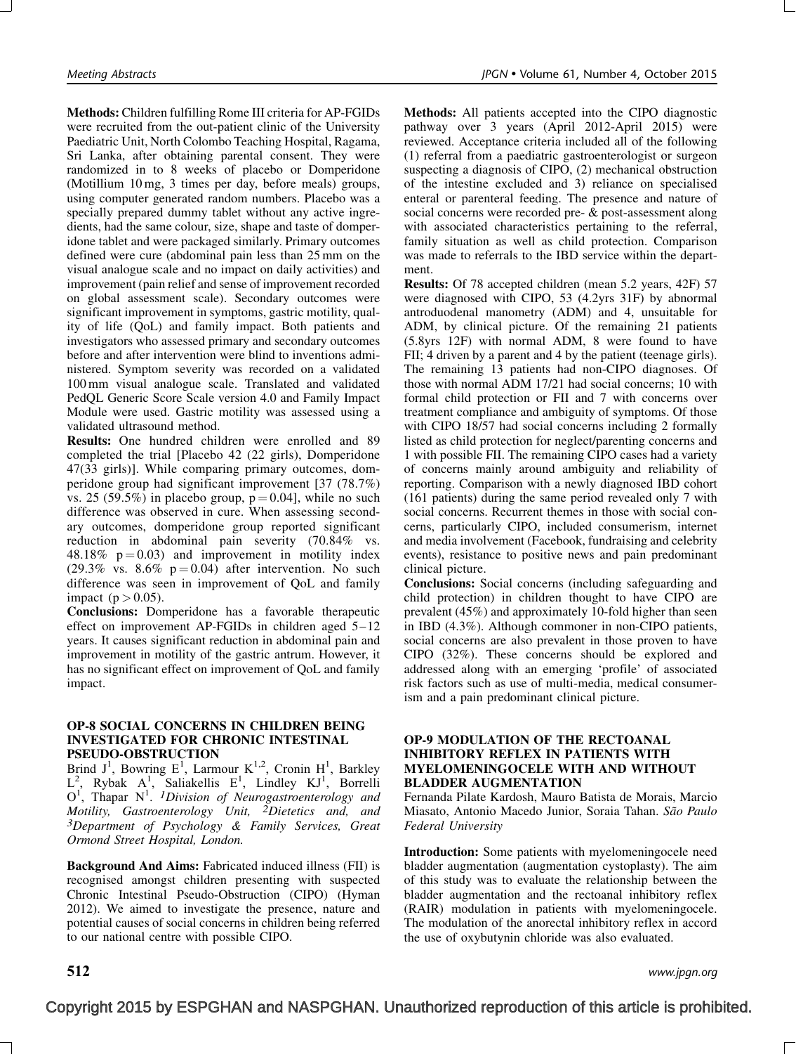**Methods:** Children fulfilling Rome III criteria for AP-FGIDs were recruited from the out-patient clinic of the University Paediatric Unit, North Colombo Teaching Hospital, Ragama, Sri Lanka, after obtaining parental consent. They were randomized in to 8 weeks of placebo or Domperidone (Motillium 10 mg, 3 times per day, before meals) groups, using computer generated random numbers. Placebo was a specially prepared dummy tablet without any active ingredients, had the same colour, size, shape and taste of domperidone tablet and were packaged similarly. Primary outcomes defined were cure (abdominal pain less than 25 mm on the visual analogue scale and no impact on daily activities) and improvement (pain relief and sense of improvement recorded on global assessment scale). Secondary outcomes were significant improvement in symptoms, gastric motility, quality of life (QoL) and family impact. Both patients and investigators who assessed primary and secondary outcomes before and after intervention were blind to inventions administered. Symptom severity was recorded on a validated 100 mm visual analogue scale. Translated and validated PedQL Generic Score Scale version 4.0 and Family Impact Module were used. Gastric motility was assessed using a validated ultrasound method.

**Results:** One hundred children were enrolled and 89 completed the trial [Placebo 42 (22 girls), Domperidone 47(33 girls)]. While comparing primary outcomes, domperidone group had significant improvement [37 (78.7%) vs. 25 (59.5%) in placebo group, $p = 0.04$], while no such difference was observed in cure. When assessing secondary outcomes, domperidone group reported significant reduction in abdominal pain severity (70.84% vs. 48.18% $p = 0.03$) and improvement in motility index (29.3% vs. 8.6% $p = 0.04$) after intervention. No such difference was seen in improvement of QoL and family impact ($p > 0.05$).

**Conclusions:** Domperidone has a favorable therapeutic effect on improvement AP-FGIDs in children aged 5–12 years. It causes significant reduction in abdominal pain and improvement in motility of the gastric antrum. However, it has no significant effect on improvement of QoL and family impact.

### OP-8 SOCIAL CONCERNS IN CHILDREN BEING INVESTIGATED FOR CHRONIC INTESTINAL PSEUDO-OBSTRUCTION

Brind J[1], Bowring E[1], Larmour K[1,2], Cronin H[1], Barkley L[2], Rybak A[1], Saliakellis E[1], Lindley KJ[1], Borrelli O[1], Thapar N[1]. *[1]Division of Neurogastroenterology and Motility, Gastroenterology Unit, [2]Dietetics and, and [3]Department of Psychology & Family Services, Great Ormond Street Hospital, London.*

**Background And Aims:** Fabricated induced illness (FII) is recognised amongst children presenting with suspected Chronic Intestinal Pseudo-Obstruction (CIPO) (Hyman 2012). We aimed to investigate the presence, nature and potential causes of social concerns in children being referred to our national centre with possible CIPO.

**Methods:** All patients accepted into the CIPO diagnostic pathway over 3 years (April 2012-April 2015) were reviewed. Acceptance criteria included all of the following (1) referral from a paediatric gastroenterologist or surgeon suspecting a diagnosis of CIPO, (2) mechanical obstruction of the intestine excluded and 3) reliance on specialised enteral or parenteral feeding. The presence and nature of social concerns were recorded pre- & post-assessment along with associated characteristics pertaining to the referral, family situation as well as child protection. Comparison was made to referrals to the IBD service within the department.

**Results:** Of 78 accepted children (mean 5.2 years, 42F) 57 were diagnosed with CIPO, 53 (4.2yrs 31F) by abnormal antroduodenal manometry (ADM) and 4, unsuitable for ADM, by clinical picture. Of the remaining 21 patients (5.8yrs 12F) with normal ADM, 8 were found to have FII; 4 driven by a parent and 4 by the patient (teenage girls). The remaining 13 patients had non-CIPO diagnoses. Of those with normal ADM 17/21 had social concerns; 10 with formal child protection or FII and 7 with concerns over treatment compliance and ambiguity of symptoms. Of those with CIPO 18/57 had social concerns including 2 formally listed as child protection for neglect/parenting concerns and 1 with possible FII. The remaining CIPO cases had a variety of concerns mainly around ambiguity and reliability of reporting. Comparison with a newly diagnosed IBD cohort (161 patients) during the same period revealed only 7 with social concerns. Recurrent themes in those with social concerns, particularly CIPO, included consumerism, internet and media involvement (Facebook, fundraising and celebrity events), resistance to positive news and pain predominant clinical picture.

**Conclusions:** Social concerns (including safeguarding and child protection) in children thought to have CIPO are prevalent (45%) and approximately 10-fold higher than seen in IBD (4.3%). Although commoner in non-CIPO patients, social concerns are also prevalent in those proven to have CIPO (32%). These concerns should be explored and addressed along with an emerging 'profile' of associated risk factors such as use of multi-media, medical consumerism and a pain predominant clinical picture.

### OP-9 MODULATION OF THE RECTOANAL INHIBITORY REFLEX IN PATIENTS WITH MYELOMENINGOCELE WITH AND WITHOUT BLADDER AUGMENTATION

Fernanda Pilate Kardosh, Mauro Batista de Morais, Marcio Miasato, Antonio Macedo Junior, Soraia Tahan. *São Paulo Federal University*

**Introduction:** Some patients with myelomeningocele need bladder augmentation (augmentation cystoplasty). The aim of this study was to evaluate the relationship between the bladder augmentation and the rectoanal inhibitory reflex (RAIR) modulation in patients with myelomeningocele. The modulation of the anorectal inhibitory reflex in accord the use of oxybutynin chloride was also evaluated.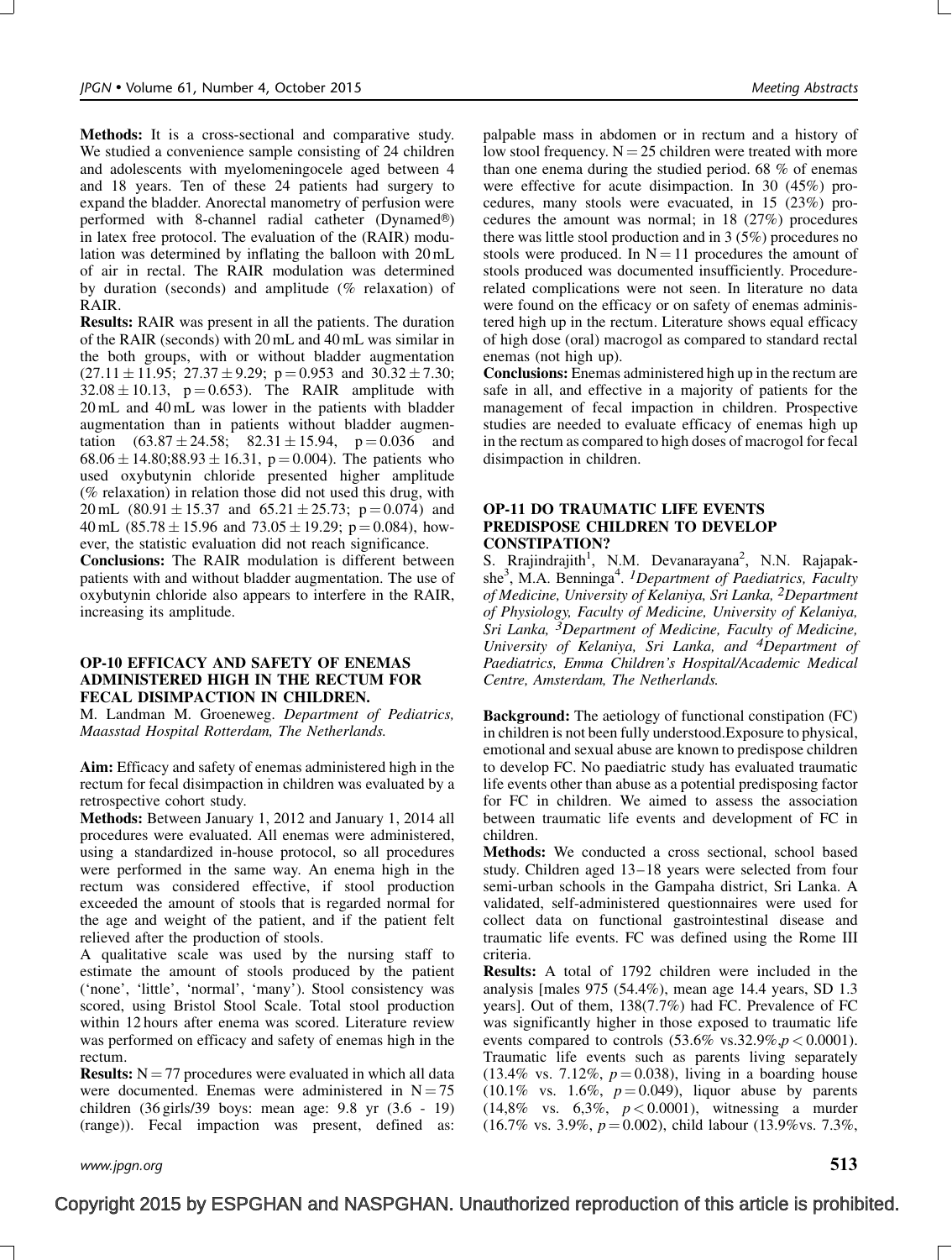**Methods:** It is a cross-sectional and comparative study. We studied a convenience sample consisting of 24 children and adolescents with myelomeningocele aged between 4 and 18 years. Ten of these 24 patients had surgery to expand the bladder. Anorectal manometry of perfusion were performed with 8-channel radial catheter (Dynamed®) in latex free protocol. The evaluation of the (RAIR) modulation was determined by inflating the balloon with 20 mL of air in rectal. The RAIR modulation was determined by duration (seconds) and amplitude (% relaxation) of RAIR.

**Results:** RAIR was present in all the patients. The duration of the RAIR (seconds) with 20 mL and 40 mL was similar in the both groups, with or without bladder augmentation ($27.11 \pm 11.95$; $27.37 \pm 9.29$; $p = 0.953$ and $30.32 \pm 7.30$; $32.08 \pm 10.13$, $p = 0.653$). The RAIR amplitude with 20 mL and 40 mL was lower in the patients with bladder augmentation than in patients without bladder augmentation ($63.87 \pm 24.58$; $82.31 \pm 15.94$, $p = 0.036$ and $68.06 \pm 14.80$;$88.93 \pm 16.31$, $p = 0.004$). The patients who used oxybutynin chloride presented higher amplitude (% relaxation) in relation those did not used this drug, with 20 mL ($80.91 \pm 15.37$ and $65.21 \pm 25.73$; $p = 0.074$) and 40 mL ($85.78 \pm 15.96$ and $73.05 \pm 19.29$; $p = 0.084$), however, the statistic evaluation did not reach significance.

**Conclusions:** The RAIR modulation is different between patients with and without bladder augmentation. The use of oxybutynin chloride also appears to interfere in the RAIR, increasing its amplitude.

### OP-10 EFFICACY AND SAFETY OF ENEMAS ADMINISTERED HIGH IN THE RECTUM FOR FECAL DISIMPACTION IN CHILDREN.

M. Landman M. Groeneweg. *Department of Pediatrics, Maasstad Hospital Rotterdam, The Netherlands.*

**Aim:** Efficacy and safety of enemas administered high in the rectum for fecal disimpaction in children was evaluated by a retrospective cohort study.

**Methods:** Between January 1, 2012 and January 1, 2014 all procedures were evaluated. All enemas were administered, using a standardized in-house protocol, so all procedures were performed in the same way. An enema high in the rectum was considered effective, if stool production exceeded the amount of stools that is regarded normal for the age and weight of the patient, and if the patient felt relieved after the production of stools.

A qualitative scale was used by the nursing staff to estimate the amount of stools produced by the patient ('none', 'little', 'normal', 'many'). Stool consistency was scored, using Bristol Stool Scale. Total stool production within 12 hours after enema was scored. Literature review was performed on efficacy and safety of enemas high in the rectum.

**Results:** $N = 77$ procedures were evaluated in which all data were documented. Enemas were administered in $N = 75$ children (36 girls/39 boys: mean age: 9.8 yr (3.6 - 19) (range)). Fecal impaction was present, defined as: palpable mass in abdomen or in rectum and a history of low stool frequency. $N = 25$ children were treated with more than one enema during the studied period. 68 % of enemas were effective for acute disimpaction. In 30 (45%) procedures, many stools were evacuated, in 15 (23%) procedures the amount was normal; in 18 (27%) procedures there was little stool production and in 3 (5%) procedures no stools were produced. In $N = 11$ procedures the amount of stools produced was documented insufficiently. Procedure-related complications were not seen. In literature no data were found on the efficacy or on safety of enemas administered high up in the rectum. Literature shows equal efficacy of high dose (oral) macrogol as compared to standard rectal enemas (not high up).

**Conclusions:** Enemas administered high up in the rectum are safe in all, and effective in a majority of patients for the management of fecal impaction in children. Prospective studies are needed to evaluate efficacy of enemas high up in the rectum as compared to high doses of macrogol for fecal disimpaction in children.

### OP-11 DO TRAUMATIC LIFE EVENTS PREDISPOSE CHILDREN TO DEVELOP CONSTIPATION?

S. Rrajindrajith[1], N.M. Devanarayana[2], N.N. Rajapakshe[3], M.A. Benninga[4]. [1]*Department of Paediatrics, Faculty of Medicine, University of Kelaniya, Sri Lanka,* [2]*Department of Physiology, Faculty of Medicine, University of Kelaniya, Sri Lanka,* [3]*Department of Medicine, Faculty of Medicine, University of Kelaniya, Sri Lanka, and* [4]*Department of Paediatrics, Emma Children's Hospital/Academic Medical Centre, Amsterdam, The Netherlands.*

**Background:** The aetiology of functional constipation (FC) in children is not been fully understood.Exposure to physical, emotional and sexual abuse are known to predispose children to develop FC. No paediatric study has evaluated traumatic life events other than abuse as a potential predisposing factor for FC in children. We aimed to assess the association between traumatic life events and development of FC in children.

**Methods:** We conducted a cross sectional, school based study. Children aged 13–18 years were selected from four semi-urban schools in the Gampaha district, Sri Lanka. A validated, self-administered questionnaires were used for collect data on functional gastrointestinal disease and traumatic life events. FC was defined using the Rome III criteria.

**Results:** A total of 1792 children were included in the analysis [males 975 (54.4%), mean age 14.4 years, SD 1.3 years]. Out of them, 138(7.7%) had FC. Prevalence of FC was significantly higher in those exposed to traumatic life events compared to controls (53.6% vs.32.9%,$p < 0.0001$). Traumatic life events such as parents living separately (13.4% vs. 7.12%, $p = 0.038$), living in a boarding house (10.1% vs. 1.6%, $p = 0.049$), liquor abuse by parents (14,8% vs. 6,3%, $p < 0.0001$), witnessing a murder (16.7% vs. 3.9%, $p = 0.002$), child labour (13.9%vs. 7.3%,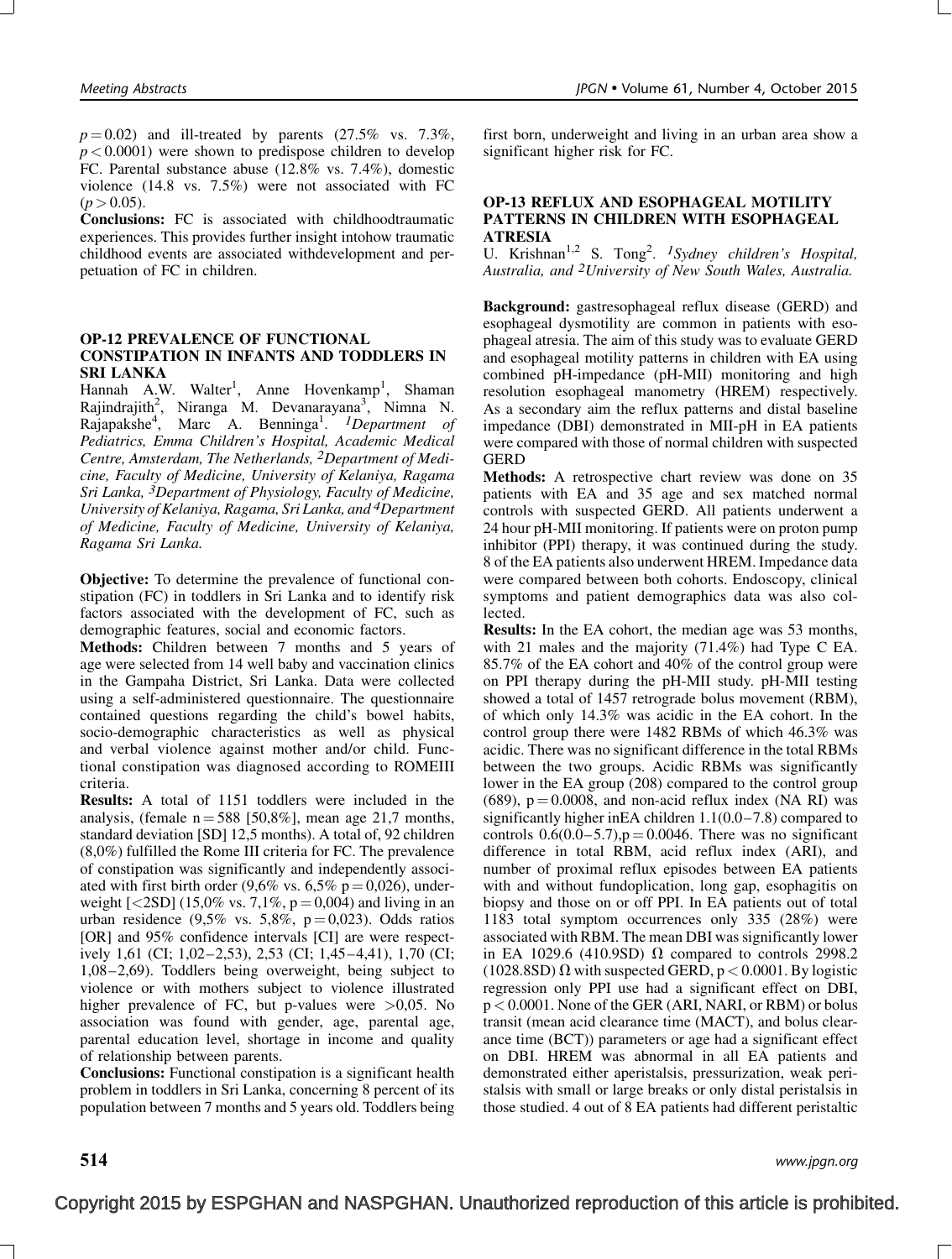$p = 0.02$) and ill-treated by parents (27.5% vs. 7.3%, $p < 0.0001$) were shown to predispose children to develop FC. Parental substance abuse (12.8% vs. 7.4%), domestic violence (14.8 vs. 7.5%) were not associated with FC ($p > 0.05$).

**Conclusions:** FC is associated with childhoodtraumatic experiences. This provides further insight intohow traumatic childhood events are associated withdevelopment and perpetuation of FC in children.

### OP-12 PREVALENCE OF FUNCTIONAL CONSTIPATION IN INFANTS AND TODDLERS IN SRI LANKA

Hannah A.W. Walter[1], Anne Hovenkamp[1], Shaman Rajindrajith[2], Niranga M. Devanarayana[3], Nimna N. Rajapakshe[4], Marc A. Benninga[1]. *[1]Department of Pediatrics, Emma Children's Hospital, Academic Medical Centre, Amsterdam, The Netherlands, [2]Department of Medicine, Faculty of Medicine, University of Kelaniya, Ragama Sri Lanka, [3]Department of Physiology, Faculty of Medicine, University of Kelaniya, Ragama, Sri Lanka, and [4]Department of Medicine, Faculty of Medicine, University of Kelaniya, Ragama Sri Lanka.*

**Objective:** To determine the prevalence of functional constipation (FC) in toddlers in Sri Lanka and to identify risk factors associated with the development of FC, such as demographic features, social and economic factors.

**Methods:** Children between 7 months and 5 years of age were selected from 14 well baby and vaccination clinics in the Gampaha District, Sri Lanka. Data were collected using a self-administered questionnaire. The questionnaire contained questions regarding the child's bowel habits, socio-demographic characteristics as well as physical and verbal violence against mother and/or child. Functional constipation was diagnosed according to ROMEIII criteria.

**Results:** A total of 1151 toddlers were included in the analysis, (female n = 588 [50,8%], mean age 21,7 months, standard deviation [SD] 12,5 months). A total of, 92 children (8,0%) fulfilled the Rome III criteria for FC. The prevalence of constipation was significantly and independently associated with first birth order (9,6% vs. 6,5% p = 0,026), underweight [<2SD] (15,0% vs. 7,1%, p = 0,004) and living in an urban residence (9,5% vs. 5,8%, p = 0,023). Odds ratios [OR] and 95% confidence intervals [CI] are were respectively 1,61 (CI; 1,02–2,53), 2,53 (CI; 1,45–4,41), 1,70 (CI; 1,08–2,69). Toddlers being overweight, being subject to violence or with mothers subject to violence illustrated higher prevalence of FC, but p-values were >0,05. No association was found with gender, age, parental age, parental education level, shortage in income and quality of relationship between parents.

**Conclusions:** Functional constipation is a significant health problem in toddlers in Sri Lanka, concerning 8 percent of its population between 7 months and 5 years old. Toddlers being first born, underweight and living in an urban area show a significant higher risk for FC.

### OP-13 REFLUX AND ESOPHAGEAL MOTILITY PATTERNS IN CHILDREN WITH ESOPHAGEAL ATRESIA

U. Krishnan[1,2] S. Tong[2]. *[1]Sydney children's Hospital, Australia, and [2]University of New South Wales, Australia.*

**Background:** gastresophageal reflux disease (GERD) and esophageal dysmotility are common in patients with esophageal atresia. The aim of this study was to evaluate GERD and esophageal motility patterns in children with EA using combined pH-impedance (pH-MII) monitoring and high resolution esophageal manometry (HREM) respectively. As a secondary aim the reflux patterns and distal baseline impedance (DBI) demonstrated in MII-pH in EA patients were compared with those of normal children with suspected GERD

**Methods:** A retrospective chart review was done on 35 patients with EA and 35 age and sex matched normal controls with suspected GERD. All patients underwent a 24 hour pH-MII monitoring. If patients were on proton pump inhibitor (PPI) therapy, it was continued during the study. 8 of the EA patients also underwent HREM. Impedance data were compared between both cohorts. Endoscopy, clinical symptoms and patient demographics data was also collected.

**Results:** In the EA cohort, the median age was 53 months, with 21 males and the majority (71.4%) had Type C EA. 85.7% of the EA cohort and 40% of the control group were on PPI therapy during the pH-MII study. pH-MII testing showed a total of 1457 retrograde bolus movement (RBM), of which only 14.3% was acidic in the EA cohort. In the control group there were 1482 RBMs of which 46.3% was acidic. There was no significant difference in the total RBMs between the two groups. Acidic RBMs was significantly lower in the EA group (208) compared to the control group (689), p = 0.0008, and non-acid reflux index (NA RI) was significantly higher inEA children 1.1(0.0–7.8) compared to controls 0.6(0.0–5.7),p = 0.0046. There was no significant difference in total RBM, acid reflux index (ARI), and number of proximal reflux episodes between EA patients with and without fundoplication, long gap, esophagitis on biopsy and those on or off PPI. In EA patients out of total 1183 total symptom occurrences only 335 (28%) were associated with RBM. The mean DBI was significantly lower in EA 1029.6 (410.9SD) Ω compared to controls 2998.2 (1028.8SD) Ω with suspected GERD, p < 0.0001. By logistic regression only PPI use had a significant effect on DBI, p < 0.0001. None of the GER (ARI, NARI, or RBM) or bolus transit (mean acid clearance time (MACT), and bolus clearance time (BCT)) parameters or age had a significant effect on DBI. HREM was abnormal in all EA patients and demonstrated either aperistalsis, pressurization, weak peristalsis with small or large breaks or only distal peristalsis in those studied. 4 out of 8 EA patients had different peristaltic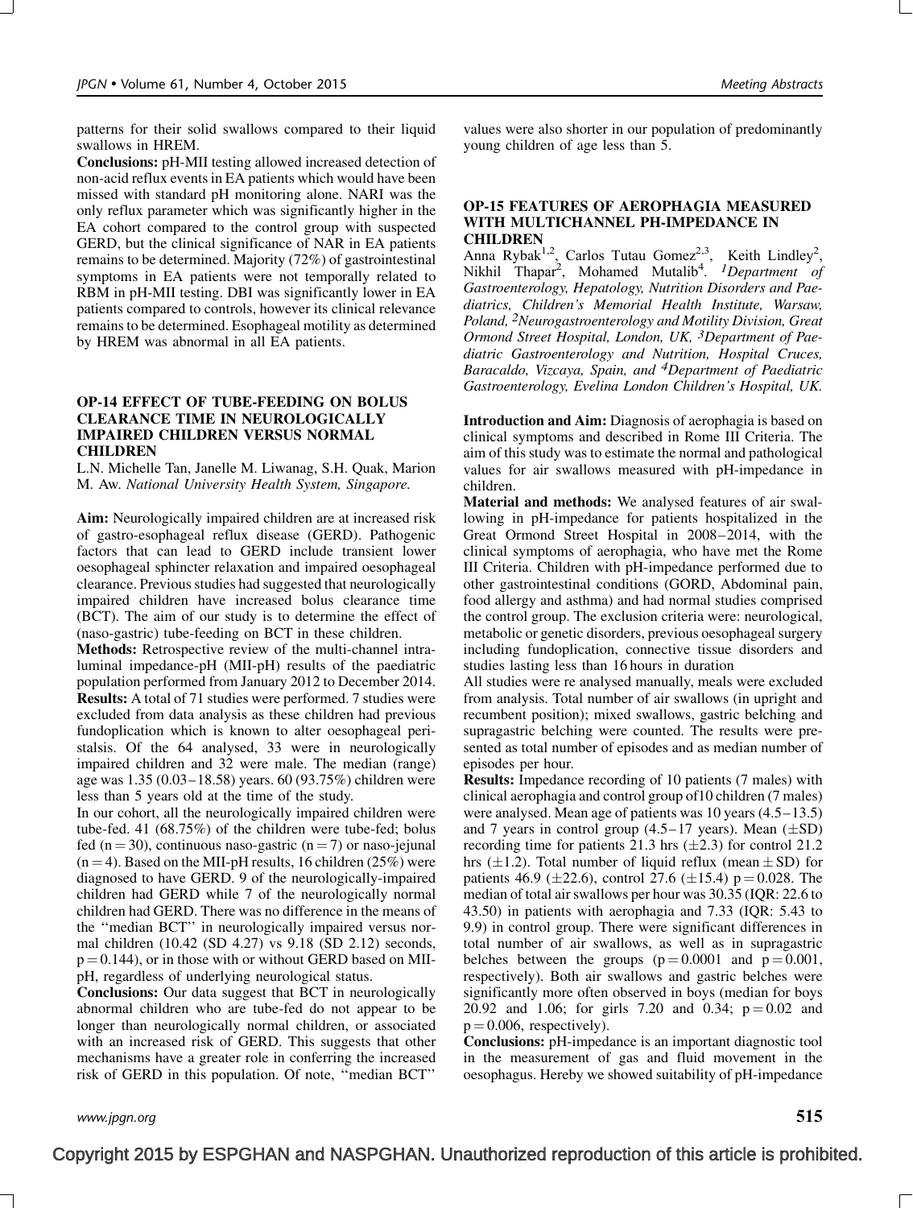patterns for their solid swallows compared to their liquid swallows in HREM.

**Conclusions:** pH-MII testing allowed increased detection of non-acid reflux events in EA patients which would have been missed with standard pH monitoring alone. NARI was the only reflux parameter which was significantly higher in the EA cohort compared to the control group with suspected GERD, but the clinical significance of NAR in EA patients remains to be determined. Majority (72%) of gastrointestinal symptoms in EA patients were not temporally related to RBM in pH-MII testing. DBI was significantly lower in EA patients compared to controls, however its clinical relevance remains to be determined. Esophageal motility as determined by HREM was abnormal in all EA patients.

### OP-14 EFFECT OF TUBE-FEEDING ON BOLUS CLEARANCE TIME IN NEUROLOGICALLY IMPAIRED CHILDREN VERSUS NORMAL CHILDREN

L.N. Michelle Tan, Janelle M. Liwanag, S.H. Quak, Marion M. Aw. *National University Health System, Singapore.*

**Aim:** Neurologically impaired children are at increased risk of gastro-esophageal reflux disease (GERD). Pathogenic factors that can lead to GERD include transient lower oesophageal sphincter relaxation and impaired oesophageal clearance. Previous studies had suggested that neurologically impaired children have increased bolus clearance time (BCT). The aim of our study is to determine the effect of (naso-gastric) tube-feeding on BCT in these children.

**Methods:** Retrospective review of the multi-channel intra-luminal impedance-pH (MII-pH) results of the paediatric population performed from January 2012 to December 2014.

**Results:** A total of 71 studies were performed. 7 studies were excluded from data analysis as these children had previous fundoplication which is known to alter oesophageal peristalsis. Of the 64 analysed, 33 were in neurologically impaired children and 32 were male. The median (range) age was 1.35 (0.03–18.58) years. 60 (93.75%) children were less than 5 years old at the time of the study.

In our cohort, all the neurologically impaired children were tube-fed. 41 (68.75%) of the children were tube-fed; bolus fed (n = 30), continuous naso-gastric (n = 7) or naso-jejunal (n = 4). Based on the MII-pH results, 16 children (25%) were diagnosed to have GERD. 9 of the neurologically-impaired children had GERD while 7 of the neurologically normal children had GERD. There was no difference in the means of the ''median BCT'' in neurologically impaired versus normal children (10.42 (SD 4.27) vs 9.18 (SD 2.12) seconds, $p = 0.144$), or in those with or without GERD based on MII-pH, regardless of underlying neurological status.

**Conclusions:** Our data suggest that BCT in neurologically abnormal children who are tube-fed do not appear to be longer than neurologically normal children, or associated with an increased risk of GERD. This suggests that other mechanisms have a greater role in conferring the increased risk of GERD in this population. Of note, ''median BCT'' values were also shorter in our population of predominantly young children of age less than 5.

### OP-15 FEATURES OF AEROPHAGIA MEASURED WITH MULTICHANNEL PH-IMPEDANCE IN CHILDREN

Anna Rybak[1,2], Carlos Tutau Gomez[2,3], Keith Lindley[2], Nikhil Thapar[2], Mohamed Mutalib[4]. *[1]Department of Gastroenterology, Hepatology, Nutrition Disorders and Paediatrics, Children's Memorial Health Institute, Warsaw, Poland, [2]Neurogastroenterology and Motility Division, Great Ormond Street Hospital, London, UK, [3]Department of Paediatric Gastroenterology and Nutrition, Hospital Cruces, Baracaldo, Vizcaya, Spain, and [4]Department of Paediatric Gastroenterology, Evelina London Children's Hospital, UK.*

**Introduction and Aim:** Diagnosis of aerophagia is based on clinical symptoms and described in Rome III Criteria. The aim of this study was to estimate the normal and pathological values for air swallows measured with pH-impedance in children.

**Material and methods:** We analysed features of air swallowing in pH-impedance for patients hospitalized in the Great Ormond Street Hospital in 2008–2014, with the clinical symptoms of aerophagia, who have met the Rome III Criteria. Children with pH-impedance performed due to other gastrointestinal conditions (GORD, Abdominal pain, food allergy and asthma) and had normal studies comprised the control group. The exclusion criteria were: neurological, metabolic or genetic disorders, previous oesophageal surgery including fundoplication, connective tissue disorders and studies lasting less than 16 hours in duration

All studies were re analysed manually, meals were excluded from analysis. Total number of air swallows (in upright and recumbent position); mixed swallows, gastric belching and supragastric belching were counted. The results were presented as total number of episodes and as median number of episodes per hour.

**Results:** Impedance recording of 10 patients (7 males) with clinical aerophagia and control group of10 children (7 males) were analysed. Mean age of patients was 10 years (4.5–13.5) and 7 years in control group (4.5–17 years). Mean (±SD) recording time for patients 21.3 hrs (±2.3) for control 21.2 hrs (±1.2). Total number of liquid reflux (mean ± SD) for patients 46.9 (±22.6), control 27.6 (±15.4) $p = 0.028$. The median of total air swallows per hour was 30.35 (IQR: 22.6 to 43.50) in patients with aerophagia and 7.33 (IQR: 5.43 to 9.9) in control group. There were significant differences in total number of air swallows, as well as in supragastric belches between the groups ($p = 0.0001$ and $p = 0.001$, respectively). Both air swallows and gastric belches were significantly more often observed in boys (median for boys 20.92 and 1.06; for girls 7.20 and 0.34; $p = 0.02$ and $p = 0.006$, respectively).

**Conclusions:** pH-impedance is an important diagnostic tool in the measurement of gas and fluid movement in the oesophagus. Hereby we showed suitability of pH-impedance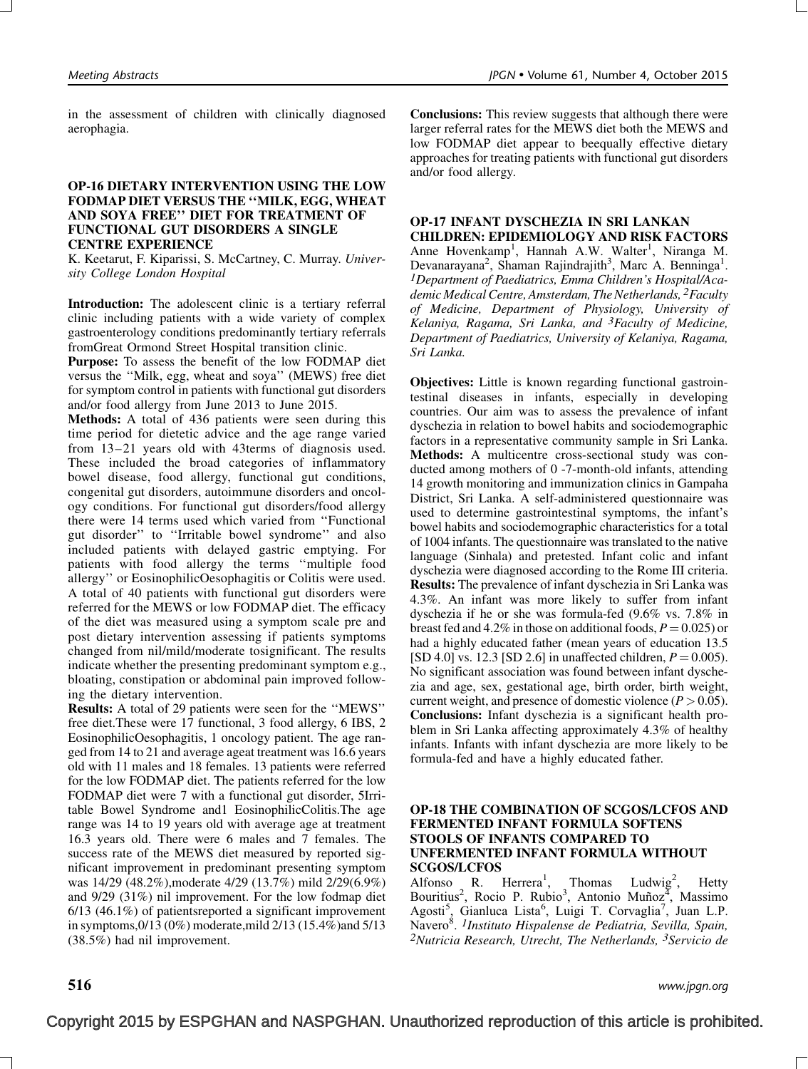in the assessment of children with clinically diagnosed aerophagia.

### OP-16 DIETARY INTERVENTION USING THE LOW FODMAP DIET VERSUS THE ''MILK, EGG, WHEAT AND SOYA FREE'' DIET FOR TREATMENT OF FUNCTIONAL GUT DISORDERS A SINGLE CENTRE EXPERIENCE

K. Keetarut, F. Kiparissi, S. McCartney, C. Murray. *University College London Hospital*

**Introduction:** The adolescent clinic is a tertiary referral clinic including patients with a wide variety of complex gastroenterology conditions predominantly tertiary referrals fromGreat Ormond Street Hospital transition clinic.

**Purpose:** To assess the benefit of the low FODMAP diet versus the ''Milk, egg, wheat and soya'' (MEWS) free diet for symptom control in patients with functional gut disorders and/or food allergy from June 2013 to June 2015.

**Methods:** A total of 436 patients were seen during this time period for dietetic advice and the age range varied from 13–21 years old with 43terms of diagnosis used. These included the broad categories of inflammatory bowel disease, food allergy, functional gut conditions, congenital gut disorders, autoimmune disorders and oncology conditions. For functional gut disorders/food allergy there were 14 terms used which varied from ''Functional gut disorder'' to ''Irritable bowel syndrome'' and also included patients with delayed gastric emptying. For patients with food allergy the terms ''multiple food allergy'' or EosinophilicOesophagitis or Colitis were used. A total of 40 patients with functional gut disorders were referred for the MEWS or low FODMAP diet. The efficacy of the diet was measured using a symptom scale pre and post dietary intervention assessing if patients symptoms changed from nil/mild/moderate tosignificant. The results indicate whether the presenting predominant symptom e.g., bloating, constipation or abdominal pain improved following the dietary intervention.

**Results:** A total of 29 patients were seen for the ''MEWS'' free diet.These were 17 functional, 3 food allergy, 6 IBS, 2 EosinophilicOesophagitis, 1 oncology patient. The age ranged from 14 to 21 and average ageat treatment was 16.6 years old with 11 males and 18 females. 13 patients were referred for the low FODMAP diet. The patients referred for the low FODMAP diet were 7 with a functional gut disorder, 5Irritable Bowel Syndrome and1 EosinophilicColitis.The age range was 14 to 19 years old with average age at treatment 16.3 years old. There were 6 males and 7 females. The success rate of the MEWS diet measured by reported significant improvement in predominant presenting symptom was 14/29 (48.2%),moderate 4/29 (13.7%) mild 2/29(6.9%) and 9/29 (31%) nil improvement. For the low fodmap diet 6/13 (46.1%) of patientsreported a significant improvement in symptoms,0/13 (0%) moderate,mild 2/13 (15.4%)and 5/13 (38.5%) had nil improvement.

**Conclusions:** This review suggests that although there were larger referral rates for the MEWS diet both the MEWS and low FODMAP diet appear to beequally effective dietary approaches for treating patients with functional gut disorders and/or food allergy.

### OP-17 INFANT DYSCHEZIA IN SRI LANKAN CHILDREN: EPIDEMIOLOGY AND RISK FACTORS

Anne Hovenkamp[1], Hannah A.W. Walter[1], Niranga M. Devanarayana[2], Shaman Rajindrajith[3], Marc A. Benninga[1]. *[1]Department of Paediatrics, Emma Children's Hospital/Academic Medical Centre, Amsterdam, The Netherlands, [2]Faculty of Medicine, Department of Physiology, University of Kelaniya, Ragama, Sri Lanka, and [3]Faculty of Medicine, Department of Paediatrics, University of Kelaniya, Ragama, Sri Lanka.*

**Objectives:** Little is known regarding functional gastrointestinal diseases in infants, especially in developing countries. Our aim was to assess the prevalence of infant dyschezia in relation to bowel habits and sociodemographic factors in a representative community sample in Sri Lanka.

**Methods:** A multicentre cross-sectional study was conducted among mothers of 0 -7-month-old infants, attending 14 growth monitoring and immunization clinics in Gampaha District, Sri Lanka. A self-administered questionnaire was used to determine gastrointestinal symptoms, the infant's bowel habits and sociodemographic characteristics for a total of 1004 infants. The questionnaire was translated to the native language (Sinhala) and pretested. Infant colic and infant dyschezia were diagnosed according to the Rome III criteria.

**Results:** The prevalence of infant dyschezia in Sri Lanka was 4.3%. An infant was more likely to suffer from infant dyschezia if he or she was formula-fed (9.6% vs. 7.8% in breast fed and 4.2% in those on additional foods, $P = 0.025$) or had a highly educated father (mean years of education 13.5 [SD 4.0] vs. 12.3 [SD 2.6] in unaffected children, $P = 0.005$). No significant association was found between infant dyschezia and age, sex, gestational age, birth order, birth weight, current weight, and presence of domestic violence ($P > 0.05$).

**Conclusions:** Infant dyschezia is a significant health problem in Sri Lanka affecting approximately 4.3% of healthy infants. Infants with infant dyschezia are more likely to be formula-fed and have a highly educated father.

### OP-18 THE COMBINATION OF SCGOS/LCFOS AND FERMENTED INFANT FORMULA SOFTENS STOOLS OF INFANTS COMPARED TO UNFERMENTED INFANT FORMULA WITHOUT SCGOS/LCFOS

Alfonso R. Herrera[1], Thomas Ludwig[2], Hetty Bouritius[2], Rocio P. Rubio[3], Antonio Muñoz[4], Massimo Agosti[5], Gianluca Lista[6], Luigi T. Corvaglia[7], Juan L.P. Navero[8]. *[1]Instituto Hispalense de Pediatria, Sevilla, Spain, [2]Nutricia Research, Utrecht, The Netherlands, [3]Servicio de*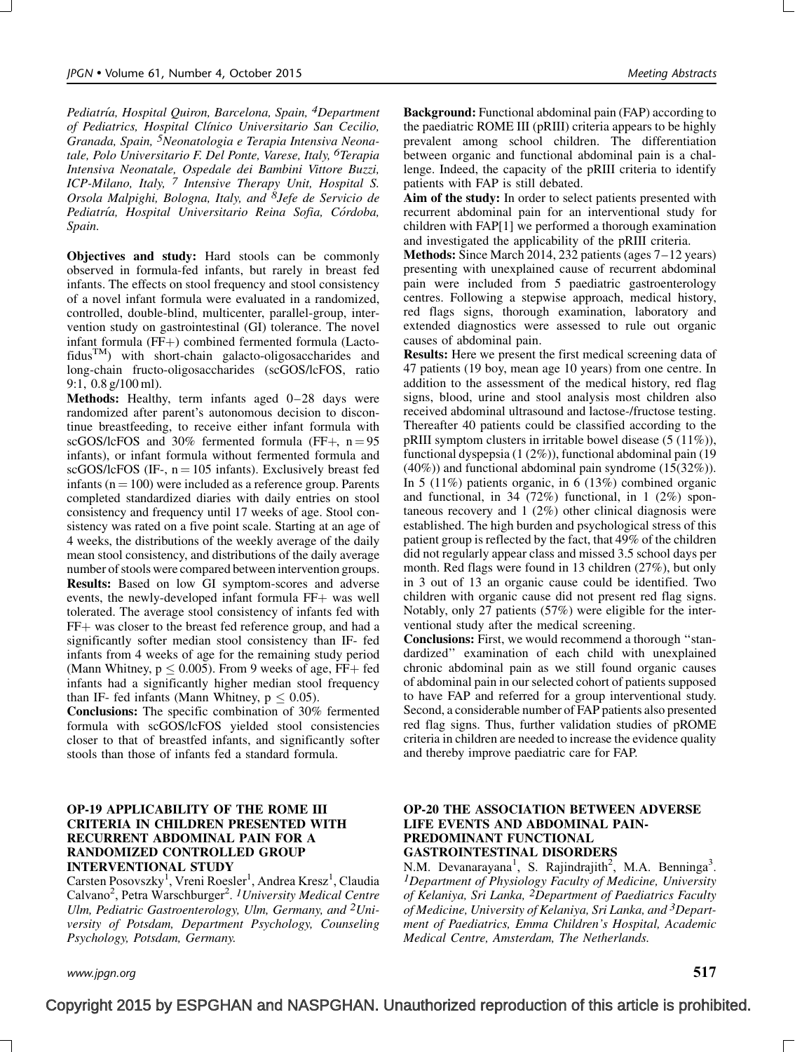Pediatría, Hospital Quiron, Barcelona, Spain, [4]Department of Pediatrics, Hospital Clínico Universitario San Cecilio, Granada, Spain, [5]Neonatologia e Terapia Intensiva Neonatale, Polo Universitario F. Del Ponte, Varese, Italy, [6]Terapia Intensiva Neonatale, Ospedale dei Bambini Vittore Buzzi, ICP-Milano, Italy, [7] Intensive Therapy Unit, Hospital S. Orsola Malpighi, Bologna, Italy, and [8]Jefe de Servicio de Pediatría, Hospital Universitario Reina Sofia, Córdoba, Spain.

**Objectives and study:** Hard stools can be commonly observed in formula-fed infants, but rarely in breast fed infants. The effects on stool frequency and stool consistency of a novel infant formula were evaluated in a randomized, controlled, double-blind, multicenter, parallel-group, intervention study on gastrointestinal (GI) tolerance. The novel infant formula (FF+) combined fermented formula (Lactofidus™) with short-chain galacto-oligosaccharides and long-chain fructo-oligosaccharides (scGOS/lcFOS, ratio 9:1, 0.8 g/100 ml).

**Methods:** Healthy, term infants aged 0–28 days were randomized after parent's autonomous decision to discontinue breastfeeding, to receive either infant formula with scGOS/lcFOS and 30% fermented formula (FF+, n = 95 infants), or infant formula without fermented formula and scGOS/lcFOS (IF-, n = 105 infants). Exclusively breast fed infants (n = 100) were included as a reference group. Parents completed standardized diaries with daily entries on stool consistency and frequency until 17 weeks of age. Stool consistency was rated on a five point scale. Starting at an age of 4 weeks, the distributions of the weekly average of the daily mean stool consistency, and distributions of the daily average number of stools were compared between intervention groups.

**Results:** Based on low GI symptom-scores and adverse events, the newly-developed infant formula FF+ was well tolerated. The average stool consistency of infants fed with FF+ was closer to the breast fed reference group, and had a significantly softer median stool consistency than IF- fed infants from 4 weeks of age for the remaining study period (Mann Whitney, $p \leq 0.005$). From 9 weeks of age, FF+ fed infants had a significantly higher median stool frequency than IF- fed infants (Mann Whitney, $p \leq 0.05$).

**Conclusions:** The specific combination of 30% fermented formula with scGOS/lcFOS yielded stool consistencies closer to that of breastfed infants, and significantly softer stools than those of infants fed a standard formula.

### OP-19 APPLICABILITY OF THE ROME III CRITERIA IN CHILDREN PRESENTED WITH RECURRENT ABDOMINAL PAIN FOR A RANDOMIZED CONTROLLED GROUP INTERVENTIONAL STUDY

Carsten Posovszky[1], Vreni Roesler[1], Andrea Kresz[1], Claudia Calvano[2], Petra Warschburger[2]. [1]University Medical Centre Ulm, Pediatric Gastroenterology, Ulm, Germany, and [2]University of Potsdam, Department Psychology, Counseling Psychology, Potsdam, Germany.

**Background:** Functional abdominal pain (FAP) according to the paediatric ROME III (pRIII) criteria appears to be highly prevalent among school children. The differentiation between organic and functional abdominal pain is a challenge. Indeed, the capacity of the pRIII criteria to identify patients with FAP is still debated.

**Aim of the study:** In order to select patients presented with recurrent abdominal pain for an interventional study for children with FAP[1] we performed a thorough examination and investigated the applicability of the pRIII criteria.

**Methods:** Since March 2014, 232 patients (ages 7–12 years) presenting with unexplained cause of recurrent abdominal pain were included from 5 paediatric gastroenterology centres. Following a stepwise approach, medical history, red flags signs, thorough examination, laboratory and extended diagnostics were assessed to rule out organic causes of abdominal pain.

**Results:** Here we present the first medical screening data of 47 patients (19 boy, mean age 10 years) from one centre. In addition to the assessment of the medical history, red flag signs, blood, urine and stool analysis most children also received abdominal ultrasound and lactose-/fructose testing. Thereafter 40 patients could be classified according to the pRIII symptom clusters in irritable bowel disease (5 (11%)), functional dyspepsia (1 (2%)), functional abdominal pain (19 (40%)) and functional abdominal pain syndrome (15(32%)). In 5 (11%) patients organic, in 6 (13%) combined organic and functional, in 34 (72%) functional, in 1 (2%) spontaneous recovery and 1 (2%) other clinical diagnosis were established. The high burden and psychological stress of this patient group is reflected by the fact, that 49% of the children did not regularly appear class and missed 3.5 school days per month. Red flags were found in 13 children (27%), but only in 3 out of 13 an organic cause could be identified. Two children with organic cause did not present red flag signs. Notably, only 27 patients (57%) were eligible for the interventional study after the medical screening.

**Conclusions:** First, we would recommend a thorough "standardized" examination of each child with unexplained chronic abdominal pain as we still found organic causes of abdominal pain in our selected cohort of patients supposed to have FAP and referred for a group interventional study. Second, a considerable number of FAP patients also presented red flag signs. Thus, further validation studies of pROME criteria in children are needed to increase the evidence quality and thereby improve paediatric care for FAP.

### OP-20 THE ASSOCIATION BETWEEN ADVERSE LIFE EVENTS AND ABDOMINAL PAIN-PREDOMINANT FUNCTIONAL GASTROINTESTINAL DISORDERS

N.M. Devanarayana[1], S. Rajindrajith[2], M.A. Benninga[3]. [1]Department of Physiology Faculty of Medicine, University of Kelaniya, Sri Lanka, [2]Department of Paediatrics Faculty of Medicine, University of Kelaniya, Sri Lanka, and [3]Department of Paediatrics, Emma Children's Hospital, Academic Medical Centre, Amsterdam, The Netherlands.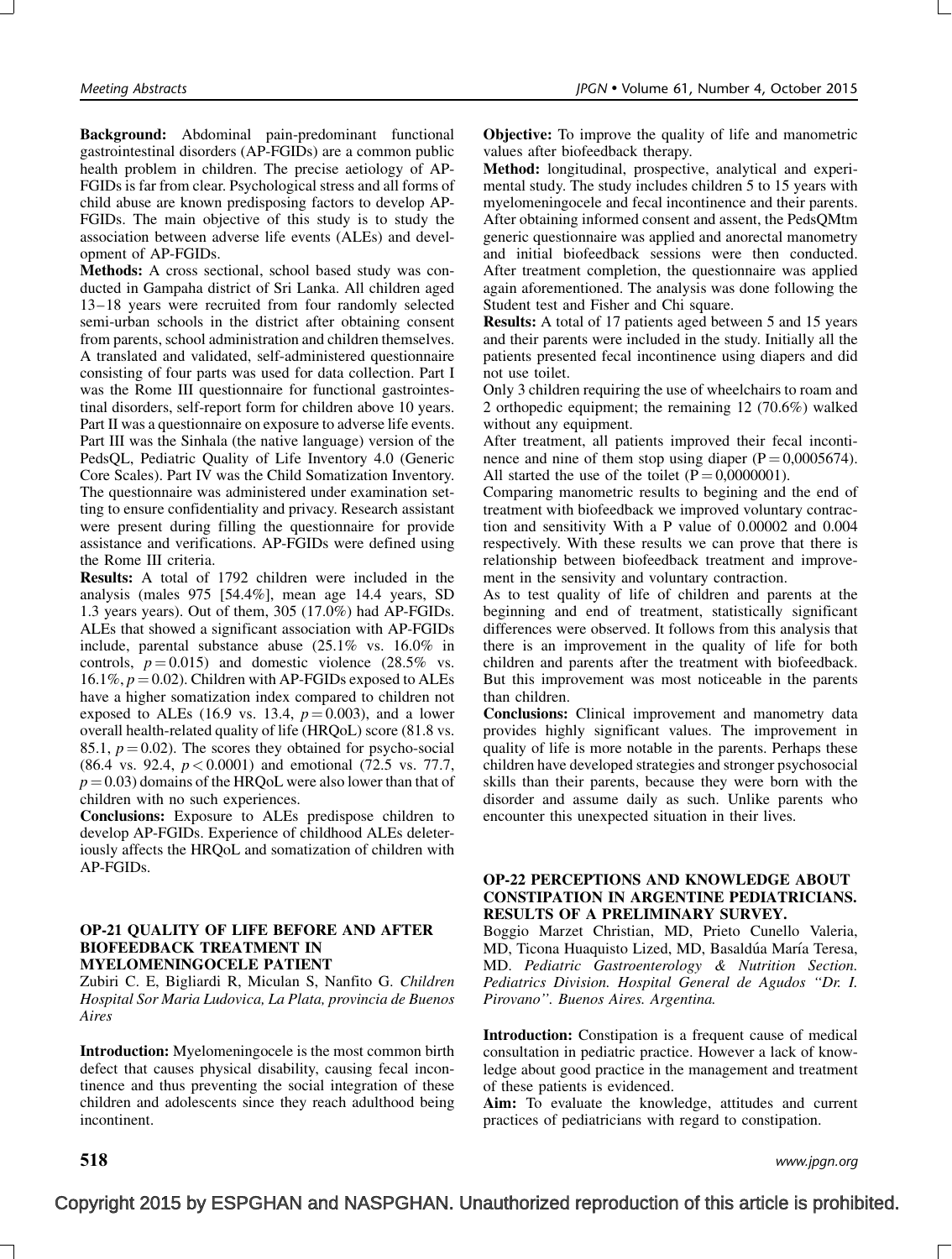**Background:** Abdominal pain-predominant functional gastrointestinal disorders (AP-FGIDs) are a common public health problem in children. The precise aetiology of AP-FGIDs is far from clear. Psychological stress and all forms of child abuse are known predisposing factors to develop AP-FGIDs. The main objective of this study is to study the association between adverse life events (ALEs) and development of AP-FGIDs.

**Methods:** A cross sectional, school based study was conducted in Gampaha district of Sri Lanka. All children aged 13–18 years were recruited from four randomly selected semi-urban schools in the district after obtaining consent from parents, school administration and children themselves. A translated and validated, self-administered questionnaire consisting of four parts was used for data collection. Part I was the Rome III questionnaire for functional gastrointestinal disorders, self-report form for children above 10 years. Part II was a questionnaire on exposure to adverse life events. Part III was the Sinhala (the native language) version of the PedsQL, Pediatric Quality of Life Inventory 4.0 (Generic Core Scales). Part IV was the Child Somatization Inventory. The questionnaire was administered under examination setting to ensure confidentiality and privacy. Research assistant were present during filling the questionnaire for provide assistance and verifications. AP-FGIDs were defined using the Rome III criteria.

**Results:** A total of 1792 children were included in the analysis (males 975 [54.4%], mean age 14.4 years, SD 1.3 years years). Out of them, 305 (17.0%) had AP-FGIDs. ALEs that showed a significant association with AP-FGIDs include, parental substance abuse (25.1% vs. 16.0% in controls, $p = 0.015$) and domestic violence (28.5% vs. 16.1%, $p = 0.02$). Children with AP-FGIDs exposed to ALEs have a higher somatization index compared to children not exposed to ALEs (16.9 vs. 13.4, $p = 0.003$), and a lower overall health-related quality of life (HRQoL) score (81.8 vs. 85.1, $p = 0.02$). The scores they obtained for psycho-social (86.4 vs. 92.4, $p < 0.0001$) and emotional (72.5 vs. 77.7, $p = 0.03$) domains of the HRQoL were also lower than that of children with no such experiences.

**Conclusions:** Exposure to ALEs predispose children to develop AP-FGIDs. Experience of childhood ALEs deleteriously affects the HRQoL and somatization of children with AP-FGIDs.

### OP-21 QUALITY OF LIFE BEFORE AND AFTER BIOFEEDBACK TREATMENT IN MYELOMENINGOCELE PATIENT

Zubiri C. E, Bigliardi R, Miculan S, Nanfito G. *Children Hospital Sor Maria Ludovica, La Plata, provincia de Buenos Aires*

**Introduction:** Myelomeningocele is the most common birth defect that causes physical disability, causing fecal incontinence and thus preventing the social integration of these children and adolescents since they reach adulthood being incontinent.

**Objective:** To improve the quality of life and manometric values after biofeedback therapy.

**Method:** longitudinal, prospective, analytical and experimental study. The study includes children 5 to 15 years with myelomeningocele and fecal incontinence and their parents. After obtaining informed consent and assent, the PedsQMtm generic questionnaire was applied and anorectal manometry and initial biofeedback sessions were then conducted. After treatment completion, the questionnaire was applied again aforementioned. The analysis was done following the Student test and Fisher and Chi square.

**Results:** A total of 17 patients aged between 5 and 15 years and their parents were included in the study. Initially all the patients presented fecal incontinence using diapers and did not use toilet.

Only 3 children requiring the use of wheelchairs to roam and 2 orthopedic equipment; the remaining 12 (70.6%) walked without any equipment.

After treatment, all patients improved their fecal incontinence and nine of them stop using diaper ($P = 0,0005674$). All started the use of the toilet ($P = 0,0000001$).

Comparing manometric results to begining and the end of treatment with biofeedback we improved voluntary contraction and sensitivity With a P value of 0.00002 and 0.004 respectively. With these results we can prove that there is relationship between biofeedback treatment and improvement in the sensivity and voluntary contraction.

As to test quality of life of children and parents at the beginning and end of treatment, statistically significant differences were observed. It follows from this analysis that there is an improvement in the quality of life for both children and parents after the treatment with biofeedback. But this improvement was most noticeable in the parents than children.

**Conclusions:** Clinical improvement and manometry data provides highly significant values. The improvement in quality of life is more notable in the parents. Perhaps these children have developed strategies and stronger psychosocial skills than their parents, because they were born with the disorder and assume daily as such. Unlike parents who encounter this unexpected situation in their lives.

### OP-22 PERCEPTIONS AND KNOWLEDGE ABOUT CONSTIPATION IN ARGENTINE PEDIATRICIANS. RESULTS OF A PRELIMINARY SURVEY.

Boggio Marzet Christian, MD, Prieto Cunello Valeria, MD, Ticona Huaquisto Lized, MD, Basaldúa María Teresa, MD. *Pediatric Gastroenterology & Nutrition Section. Pediatrics Division. Hospital General de Agudos "Dr. I. Pirovano". Buenos Aires. Argentina.*

**Introduction:** Constipation is a frequent cause of medical consultation in pediatric practice. However a lack of knowledge about good practice in the management and treatment of these patients is evidenced.

**Aim:** To evaluate the knowledge, attitudes and current practices of pediatricians with regard to constipation.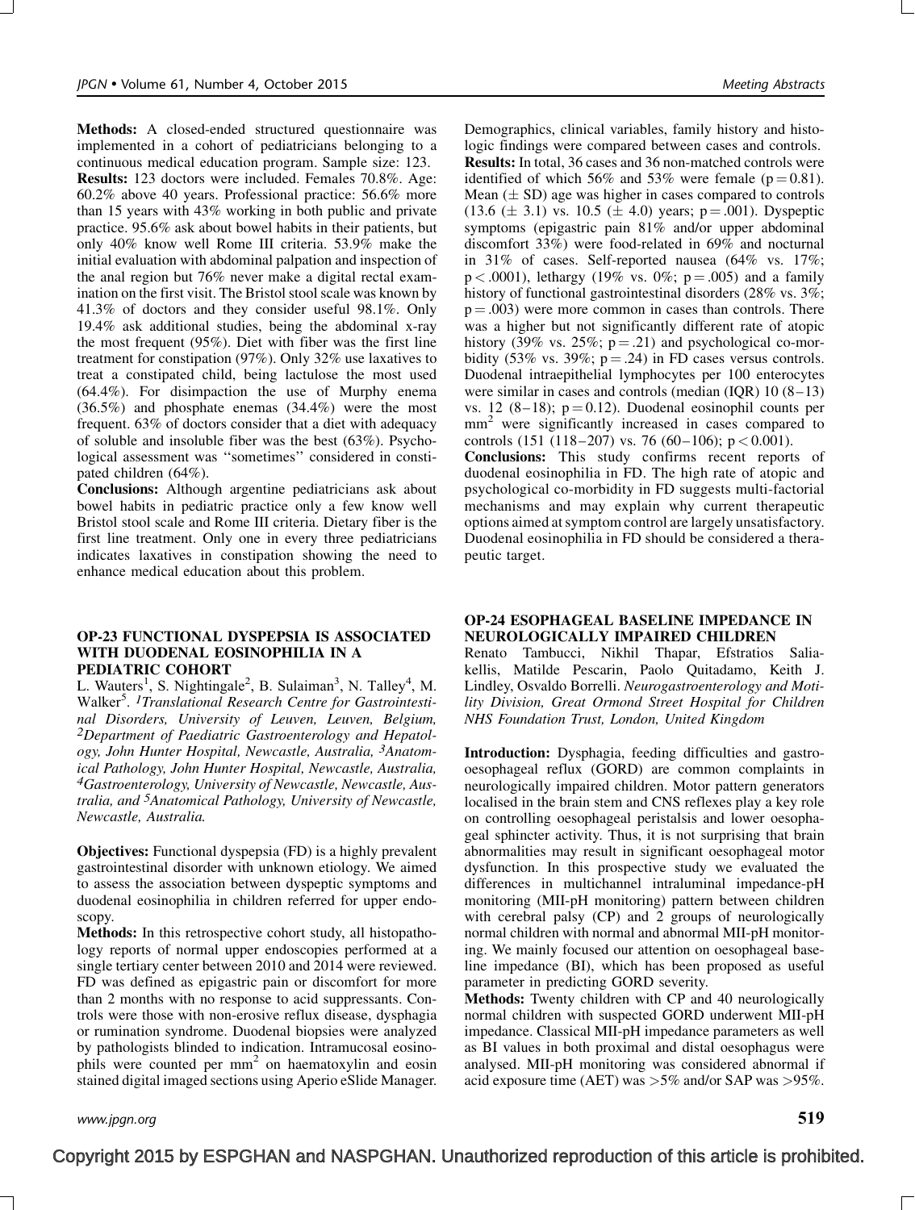**Methods:** A closed-ended structured questionnaire was implemented in a cohort of pediatricians belonging to a continuous medical education program. Sample size: 123.

**Results:** 123 doctors were included. Females 70.8%. Age: 60.2% above 40 years. Professional practice: 56.6% more than 15 years with 43% working in both public and private practice. 95.6% ask about bowel habits in their patients, but only 40% know well Rome III criteria. 53.9% make the initial evaluation with abdominal palpation and inspection of the anal region but 76% never make a digital rectal examination on the first visit. The Bristol stool scale was known by 41.3% of doctors and they consider useful 98.1%. Only 19.4% ask additional studies, being the abdominal x-ray the most frequent (95%). Diet with fiber was the first line treatment for constipation (97%). Only 32% use laxatives to treat a constipated child, being lactulose the most used (64.4%). For disimpaction the use of Murphy enema (36.5%) and phosphate enemas (34.4%) were the most frequent. 63% of doctors consider that a diet with adequacy of soluble and insoluble fiber was the best (63%). Psychological assessment was ''sometimes'' considered in constipated children (64%).

**Conclusions:** Although argentine pediatricians ask about bowel habits in pediatric practice only a few know well Bristol stool scale and Rome III criteria. Dietary fiber is the first line treatment. Only one in every three pediatricians indicates laxatives in constipation showing the need to enhance medical education about this problem.

### OP-23 FUNCTIONAL DYSPEPSIA IS ASSOCIATED WITH DUODENAL EOSINOPHILIA IN A PEDIATRIC COHORT

L. Wauters[1], S. Nightingale[2], B. Sulaiman[3], N. Talley[4], M. Walker[5]. *[1]Translational Research Centre for Gastrointestinal Disorders, University of Leuven, Leuven, Belgium, [2]Department of Paediatric Gastroenterology and Hepatology, John Hunter Hospital, Newcastle, Australia, [3]Anatomical Pathology, John Hunter Hospital, Newcastle, Australia, [4]Gastroenterology, University of Newcastle, Newcastle, Australia, and [5]Anatomical Pathology, University of Newcastle, Newcastle, Australia.*

**Objectives:** Functional dyspepsia (FD) is a highly prevalent gastrointestinal disorder with unknown etiology. We aimed to assess the association between dyspeptic symptoms and duodenal eosinophilia in children referred for upper endoscopy.

**Methods:** In this retrospective cohort study, all histopathology reports of normal upper endoscopies performed at a single tertiary center between 2010 and 2014 were reviewed. FD was defined as epigastric pain or discomfort for more than 2 months with no response to acid suppressants. Controls were those with non-erosive reflux disease, dysphagia or rumination syndrome. Duodenal biopsies were analyzed by pathologists blinded to indication. Intramucosal eosinophils were counted per $mm^2$ on haematoxylin and eosin stained digital imaged sections using Aperio eSlide Manager. Demographics, clinical variables, family history and histologic findings were compared between cases and controls.

**Results:** In total, 36 cases and 36 non-matched controls were identified of which 56% and 53% were female ($p = 0.81$). Mean ($\pm$ SD) age was higher in cases compared to controls (13.6 ($\pm$ 3.1) vs. 10.5 ($\pm$ 4.0) years; $p = .001$). Dyspeptic symptoms (epigastric pain 81% and/or upper abdominal discomfort 33%) were food-related in 69% and nocturnal in 31% of cases. Self-reported nausea (64% vs. 17%; $p < .0001$), lethargy (19% vs. 0%; $p = .005$) and a family history of functional gastrointestinal disorders (28% vs. 3%; $p = .003$) were more common in cases than controls. There was a higher but not significantly different rate of atopic history (39% vs. 25%; $p = .21$) and psychological co-morbidity (53% vs. 39%; $p = .24$) in FD cases versus controls. Duodenal intraepithelial lymphocytes per 100 enterocytes were similar in cases and controls (median (IQR) 10 (8–13) vs. 12 (8–18); $p = 0.12$). Duodenal eosinophil counts per $mm^2$ were significantly increased in cases compared to controls (151 (118–207) vs. 76 (60–106); $p < 0.001$).

**Conclusions:** This study confirms recent reports of duodenal eosinophilia in FD. The high rate of atopic and psychological co-morbidity in FD suggests multi-factorial mechanisms and may explain why current therapeutic options aimed at symptom control are largely unsatisfactory. Duodenal eosinophilia in FD should be considered a therapeutic target.

### OP-24 ESOPHAGEAL BASELINE IMPEDANCE IN NEUROLOGICALLY IMPAIRED CHILDREN

Renato Tambucci, Nikhil Thapar, Efstratios Saliakellis, Matilde Pescarin, Paolo Quitadamo, Keith J. Lindley, Osvaldo Borrelli. *Neurogastroenterology and Motility Division, Great Ormond Street Hospital for Children NHS Foundation Trust, London, United Kingdom*

**Introduction:** Dysphagia, feeding difficulties and gastro-oesophageal reflux (GORD) are common complaints in neurologically impaired children. Motor pattern generators localised in the brain stem and CNS reflexes play a key role on controlling oesophageal peristalsis and lower oesophageal sphincter activity. Thus, it is not surprising that brain abnormalities may result in significant oesophageal motor dysfunction. In this prospective study we evaluated the differences in multichannel intraluminal impedance-pH monitoring (MII-pH monitoring) pattern between children with cerebral palsy (CP) and 2 groups of neurologically normal children with normal and abnormal MII-pH monitoring. We mainly focused our attention on oesophageal baseline impedance (BI), which has been proposed as useful parameter in predicting GORD severity.

**Methods:** Twenty children with CP and 40 neurologically normal children with suspected GORD underwent MII-pH impedance. Classical MII-pH impedance parameters as well as BI values in both proximal and distal oesophagus were analysed. MII-pH monitoring was considered abnormal if acid exposure time (AET) was >5% and/or SAP was >95%.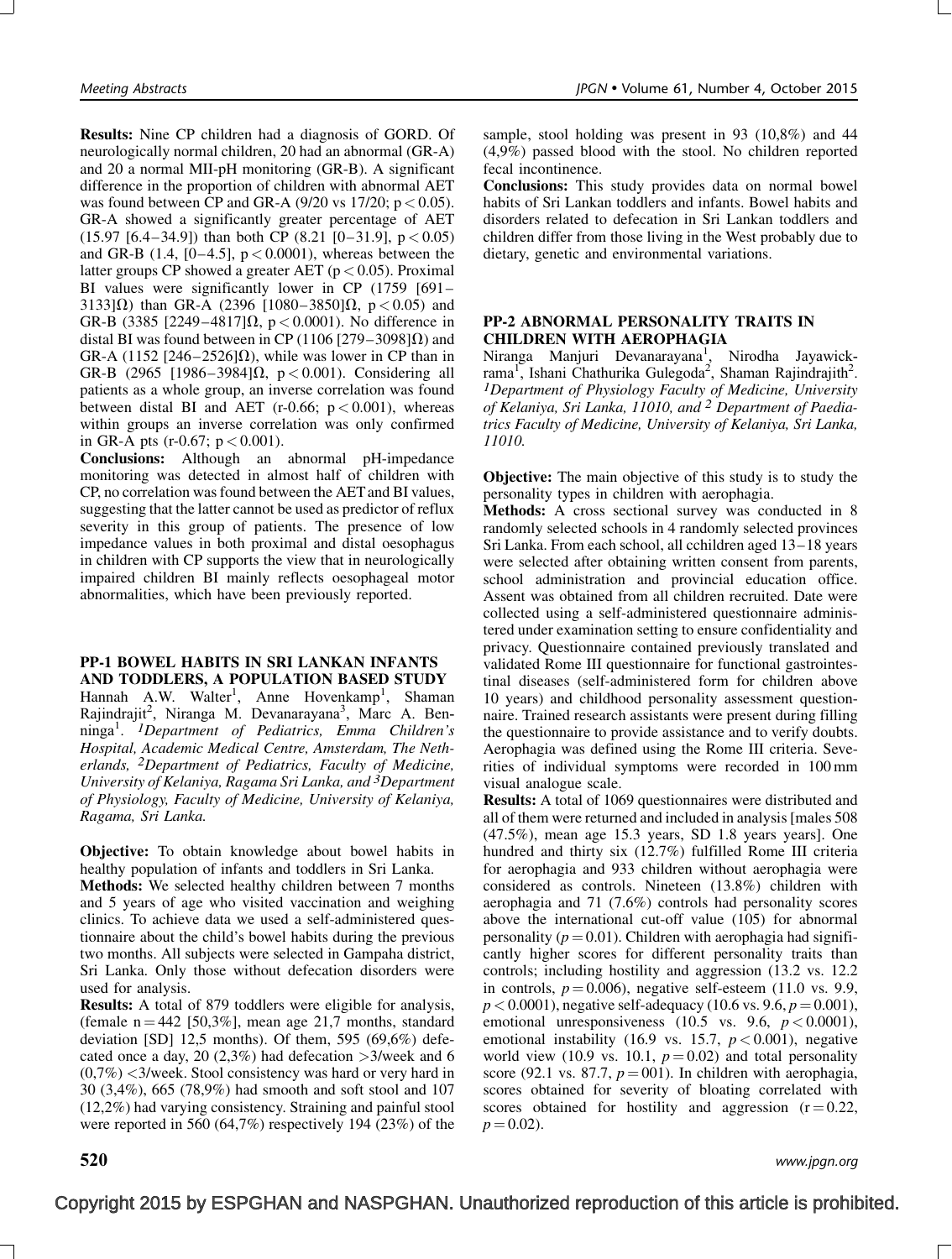**Results:** Nine CP children had a diagnosis of GORD. Of neurologically normal children, 20 had an abnormal (GR-A) and 20 a normal MII-pH monitoring (GR-B). A significant difference in the proportion of children with abnormal AET was found between CP and GR-A (9/20 vs 17/20; $p < 0.05$). GR-A showed a significantly greater percentage of AET (15.97 [6.4–34.9]) than both CP (8.21 [0–31.9], $p < 0.05$) and GR-B (1.4, [0–4.5], $p < 0.0001$), whereas between the latter groups CP showed a greater AET ($p < 0.05$). Proximal BI values were significantly lower in CP (1759 [691–3133]Ω) than GR-A (2396 [1080–3850]Ω, $p < 0.05$) and GR-B (3385 [2249–4817]Ω, $p < 0.0001$). No difference in distal BI was found between in CP (1106 [279–3098]Ω) and GR-A (1152 [246–2526]Ω), while was lower in CP than in GR-B (2965 [1986–3984]Ω, $p < 0.001$). Considering all patients as a whole group, an inverse correlation was found between distal BI and AET (r-0.66; $p < 0.001$), whereas within groups an inverse correlation was only confirmed in GR-A pts (r-0.67; $p < 0.001$).

**Conclusions:** Although an abnormal pH-impedance monitoring was detected in almost half of children with CP, no correlation was found between the AET and BI values, suggesting that the latter cannot be used as predictor of reflux severity in this group of patients. The presence of low impedance values in both proximal and distal oesophagus in children with CP supports the view that in neurologically impaired children BI mainly reflects oesophageal motor abnormalities, which have been previously reported.

## PP-1 BOWEL HABITS IN SRI LANKAN INFANTS AND TODDLERS, A POPULATION BASED STUDY

Hannah A.W. Walter[1], Anne Hovenkamp[1], Shaman Rajindrajith[2], Niranga M. Devanarayana[3], Marc A. Benninga[1]. [1]*Department of Pediatrics, Emma Children's Hospital, Academic Medical Centre, Amsterdam, The Netherlands,* [2]*Department of Pediatrics, Faculty of Medicine, University of Kelaniya, Ragama Sri Lanka, and* [3]*Department of Physiology, Faculty of Medicine, University of Kelaniya, Ragama, Sri Lanka.*

**Objective:** To obtain knowledge about bowel habits in healthy population of infants and toddlers in Sri Lanka.

**Methods:** We selected healthy children between 7 months and 5 years of age who visited vaccination and weighing clinics. To achieve data we used a self-administered questionnaire about the child's bowel habits during the previous two months. All subjects were selected in Gampaha district, Sri Lanka. Only those without defecation disorders were used for analysis.

**Results:** A total of 879 toddlers were eligible for analysis, (female n = 442 [50,3%], mean age 21,7 months, standard deviation [SD] 12,5 months). Of them, 595 (69,6%) defecated once a day, 20 (2,3%) had defecation >3/week and 6 (0,7%) <3/week. Stool consistency was hard or very hard in 30 (3,4%), 665 (78,9%) had smooth and soft stool and 107 (12,2%) had varying consistency. Straining and painful stool were reported in 560 (64,7%) respectively 194 (23%) of the sample, stool holding was present in 93 (10,8%) and 44 (4,9%) passed blood with the stool. No children reported fecal incontinence.

**Conclusions:** This study provides data on normal bowel habits of Sri Lankan toddlers and infants. Bowel habits and disorders related to defecation in Sri Lankan toddlers and children differ from those living in the West probably due to dietary, genetic and environmental variations.

## PP-2 ABNORMAL PERSONALITY TRAITS IN CHILDREN WITH AEROPHAGIA

Niranga Manjuri Devanarayana[1], Nirodha Jayawickrama[1], Ishani Chathurika Gulegoda[2], Shaman Rajindrajith[2]. [1]*Department of Physiology Faculty of Medicine, University of Kelaniya, Sri Lanka, 11010, and* [2] *Department of Paediatrics Faculty of Medicine, University of Kelaniya, Sri Lanka, 11010.*

**Objective:** The main objective of this study is to study the personality types in children with aerophagia.

**Methods:** A cross sectional survey was conducted in 8 randomly selected schools in 4 randomly selected provinces Sri Lanka. From each school, all cchildren aged 13–18 years were selected after obtaining written consent from parents, school administration and provincial education office. Assent was obtained from all children recruited. Date were collected using a self-administered questionnaire administered under examination setting to ensure confidentiality and privacy. Questionnaire contained previously translated and validated Rome III questionnaire for functional gastrointestinal diseases (self-administered form for children above 10 years) and childhood personality assessment questionnaire. Trained research assistants were present during filling the questionnaire to provide assistance and to verify doubts. Aerophagia was defined using the Rome III criteria. Severities of individual symptoms were recorded in 100 mm visual analogue scale.

**Results:** A total of 1069 questionnaires were distributed and all of them were returned and included in analysis [males 508 (47.5%), mean age 15.3 years, SD 1.8 years years]. One hundred and thirty six (12.7%) fulfilled Rome III criteria for aerophagia and 933 children without aerophagia were considered as controls. Nineteen (13.8%) children with aerophagia and 71 (7.6%) controls had personality scores above the international cut-off value (105) for abnormal personality ($p = 0.01$). Children with aerophagia had significantly higher scores for different personality traits than controls; including hostility and aggression (13.2 vs. 12.2 in controls, $p = 0.006$), negative self-esteem (11.0 vs. 9.9, $p < 0.0001$), negative self-adequacy (10.6 vs. 9.6, $p = 0.001$), emotional unresponsiveness (10.5 vs. 9.6, $p < 0.0001$), emotional instability (16.9 vs. 15.7, $p < 0.001$), negative world view (10.9 vs. 10.1, $p = 0.02$) and total personality score (92.1 vs. 87.7, $p = 001$). In children with aerophagia, scores obtained for severity of bloating correlated with scores obtained for hostility and aggression ($r = 0.22$, $p = 0.02$).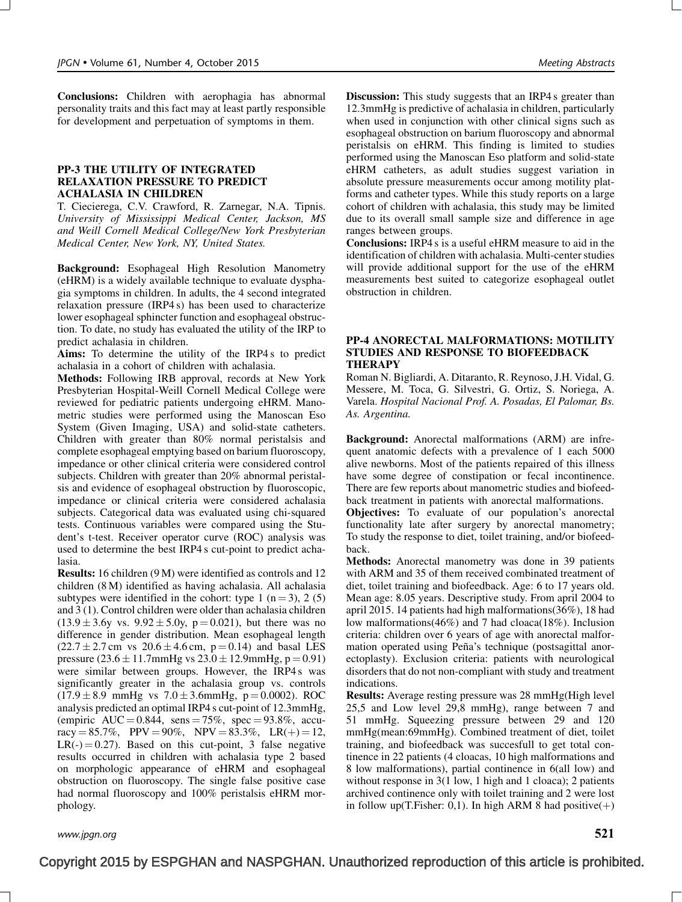**Conclusions:** Children with aerophagia has abnormal personality traits and this fact may at least partly responsible for development and perpetuation of symptoms in them.

### PP-3 THE UTILITY OF INTEGRATED RELAXATION PRESSURE TO PREDICT ACHALASIA IN CHILDREN

T. Ciecierega, C.V. Crawford, R. Zarnegar, N.A. Tipnis. *University of Mississippi Medical Center, Jackson, MS and Weill Cornell Medical College/New York Presbyterian Medical Center, New York, NY, United States.*

**Background:** Esophageal High Resolution Manometry (eHRM) is a widely available technique to evaluate dysphagia symptoms in children. In adults, the 4 second integrated relaxation pressure (IRP4 s) has been used to characterize lower esophageal sphincter function and esophageal obstruction. To date, no study has evaluated the utility of the IRP to predict achalasia in children.

**Aims:** To determine the utility of the IRP4 s to predict achalasia in a cohort of children with achalasia.

**Methods:** Following IRB approval, records at New York Presbyterian Hospital-Weill Cornell Medical College were reviewed for pediatric patients undergoing eHRM. Manometric studies were performed using the Manoscan Eso System (Given Imaging, USA) and solid-state catheters. Children with greater than 80% normal peristalsis and complete esophageal emptying based on barium fluoroscopy, impedance or other clinical criteria were considered control subjects. Children with greater than 20% abnormal peristalsis and evidence of esophageal obstruction by fluoroscopic, impedance or clinical criteria were considered achalasia subjects. Categorical data was evaluated using chi-squared tests. Continuous variables were compared using the Student's t-test. Receiver operator curve (ROC) analysis was used to determine the best IRP4 s cut-point to predict achalasia.

**Results:** 16 children (9 M) were identified as controls and 12 children (8 M) identified as having achalasia. All achalasia subtypes were identified in the cohort: type 1 ($n = 3$), 2 (5) and 3 (1). Control children were older than achalasia children ($13.9 \pm 3.6$y vs. $9.92 \pm 5.0$y, $p = 0.021$), but there was no difference in gender distribution. Mean esophageal length ($22.7 \pm 2.7$ cm vs $20.6 \pm 4.6$ cm, $p = 0.14$) and basal LES pressure ($23.6 \pm 11.7$mmHg vs $23.0 \pm 12.9$mmHg, $p = 0.91$) were similar between groups. However, the IRP4 s was significantly greater in the achalasia group vs. controls ($17.9 \pm 8.9$ mmHg vs $7.0 \pm 3.6$mmHg, $p = 0.0002$). ROC analysis predicted an optimal IRP4 s cut-point of 12.3mmHg, (empiric AUC = 0.844, sens = 75%, spec = 93.8%, accuracy = 85.7%, PPV = 90%, NPV = 83.3%, LR(+) = 12, LR(-) = 0.27). Based on this cut-point, 3 false negative results occurred in children with achalasia type 2 based on morphologic appearance of eHRM and esophageal obstruction on fluoroscopy. The single false positive case had normal fluoroscopy and 100% peristalsis eHRM morphology.

**Discussion:** This study suggests that an IRP4 s greater than 12.3mmHg is predictive of achalasia in children, particularly when used in conjunction with other clinical signs such as esophageal obstruction on barium fluoroscopy and abnormal peristalsis on eHRM. This finding is limited to studies performed using the Manoscan Eso platform and solid-state eHRM catheters, as adult studies suggest variation in absolute pressure measurements occur among motility platforms and catheter types. While this study reports on a large cohort of children with achalasia, this study may be limited due to its overall small sample size and difference in age ranges between groups.

**Conclusions:** IRP4 s is a useful eHRM measure to aid in the identification of children with achalasia. Multi-center studies will provide additional support for the use of the eHRM measurements best suited to categorize esophageal outlet obstruction in children.

### PP-4 ANORECTAL MALFORMATIONS: MOTILITY STUDIES AND RESPONSE TO BIOFEEDBACK THERAPY

Roman N. Bigliardi, A. Ditaranto, R. Reynoso, J.H. Vidal, G. Messere, M. Toca, G. Silvestri, G. Ortiz, S. Noriega, A. Varela. *Hospital Nacional Prof. A. Posadas, El Palomar, Bs. As. Argentina.*

**Background:** Anorectal malformations (ARM) are infrequent anatomic defects with a prevalence of 1 each 5000 alive newborns. Most of the patients repaired of this illness have some degree of constipation or fecal incontinence. There are few reports about manometric studies and biofeedback treatment in patients with anorectal malformations.

**Objectives:** To evaluate of our population's anorectal functionality late after surgery by anorectal manometry; To study the response to diet, toilet training, and/or biofeedback.

**Methods:** Anorectal manometry was done in 39 patients with ARM and 35 of them received combinated treatment of diet, toilet training and biofeedback. Age: 6 to 17 years old. Mean age: 8.05 years. Descriptive study. From april 2004 to april 2015. 14 patients had high malformations(36%), 18 had low malformations(46%) and 7 had cloaca(18%). Inclusion criteria: children over 6 years of age with anorectal malformation operated using Peña's technique (postsagittal anorectoplasty). Exclusion criteria: patients with neurological disorders that do not non-compliant with study and treatment indications.

**Results:** Average resting pressure was 28 mmHg(High level 25,5 and Low level 29,8 mmHg), range between 7 and 51 mmHg. Squeezing pressure between 29 and 120 mmHg(mean:69mmHg). Combined treatment of diet, toilet training, and biofeedback was succesfull to get total continence in 22 patients (4 cloacas, 10 high malformations and 8 low malformations), partial continence in 6(all low) and without response in 3(1 low, 1 high and 1 cloaca); 2 patients archived continence only with toilet training and 2 were lost in follow up(T.Fisher: 0,1). In high ARM 8 had positive(+)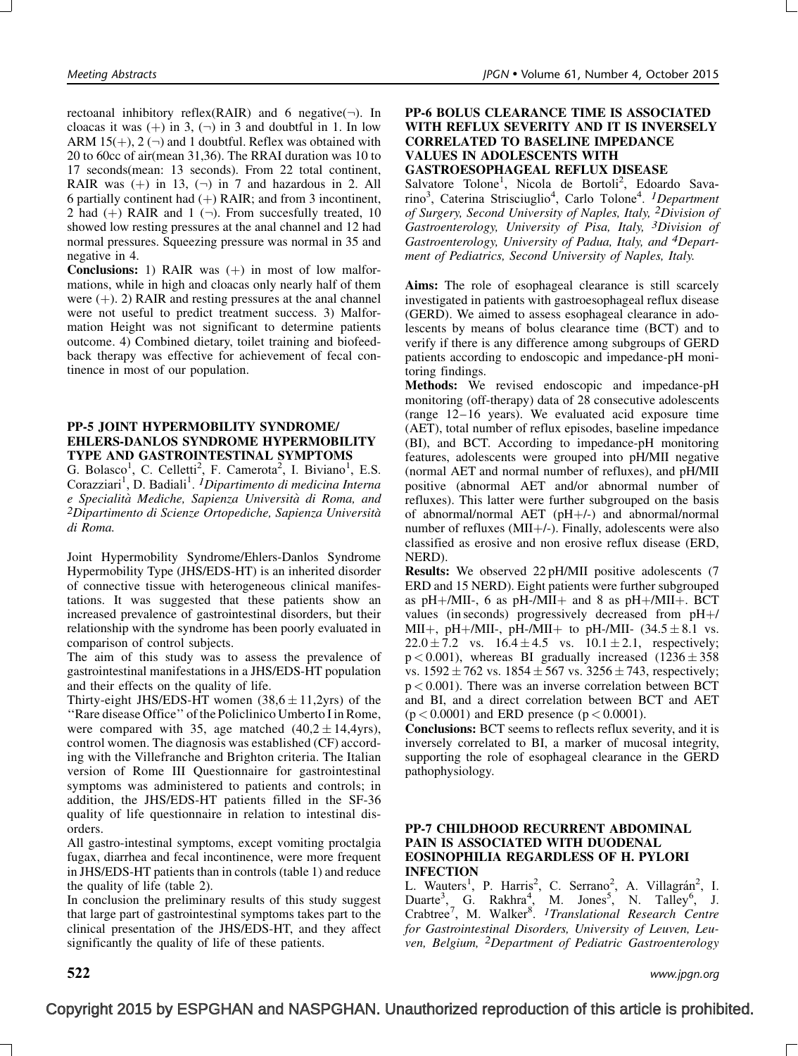rectoanal inhibitory reflex(RAIR) and 6 negative(¬). In cloacas it was (+) in 3, (¬) in 3 and doubtful in 1. In low ARM 15(+), 2 (¬) and 1 doubtful. Reflex was obtained with 20 to 60cc of air(mean 31,36). The RRAI duration was 10 to 17 seconds(mean: 13 seconds). From 22 total continent, RAIR was (+) in 13, (¬) in 7 and hazardous in 2. All 6 partially continent had (+) RAIR; and from 3 incontinent, 2 had (+) RAIR and 1 (¬). From succesfully treated, 10 showed low resting pressures at the anal channel and 12 had normal pressures. Squeezing pressure was normal in 35 and negative in 4.

**Conclusions:** 1) RAIR was (+) in most of low malformations, while in high and cloacas only nearly half of them were (+). 2) RAIR and resting pressures at the anal channel were not useful to predict treatment success. 3) Malformation Height was not significant to determine patients outcome. 4) Combined dietary, toilet training and biofeedback therapy was effective for achievement of fecal continence in most of our population.

### PP-5 JOINT HYPERMOBILITY SYNDROME/ EHLERS-DANLOS SYNDROME HYPERMOBILITY TYPE AND GASTROINTESTINAL SYMPTOMS

G. Bolasco[1], C. Celletti[2], F. Camerota[2], I. Biviano[1], E.S. Corazziari[1], D. Badiali[1]. *[1]Dipartimento di medicina Interna e Specialità Mediche, Sapienza Università di Roma, and [2]Dipartimento di Scienze Ortopediche, Sapienza Università di Roma.*

Joint Hypermobility Syndrome/Ehlers-Danlos Syndrome Hypermobility Type (JHS/EDS-HT) is an inherited disorder of connective tissue with heterogeneous clinical manifestations. It was suggested that these patients show an increased prevalence of gastrointestinal disorders, but their relationship with the syndrome has been poorly evaluated in comparison of control subjects.

The aim of this study was to assess the prevalence of gastrointestinal manifestations in a JHS/EDS-HT population and their effects on the quality of life.

Thirty-eight JHS/EDS-HT women ($38{,}6 \pm 11{,}2$yrs) of the ''Rare disease Office'' of the Policlinico Umberto I in Rome, were compared with 35, age matched ($40{,}2 \pm 14{,}4$yrs), control women. The diagnosis was established (CF) according with the Villefranche and Brighton criteria. The Italian version of Rome III Questionnaire for gastrointestinal symptoms was administered to patients and controls; in addition, the JHS/EDS-HT patients filled in the SF-36 quality of life questionnaire in relation to intestinal disorders.

All gastro-intestinal symptoms, except vomiting proctalgia fugax, diarrhea and fecal incontinence, were more frequent in JHS/EDS-HT patients than in controls (table 1) and reduce the quality of life (table 2).

In conclusion the preliminary results of this study suggest that large part of gastrointestinal symptoms takes part to the clinical presentation of the JHS/EDS-HT, and they affect significantly the quality of life of these patients.

### PP-6 BOLUS CLEARANCE TIME IS ASSOCIATED WITH REFLUX SEVERITY AND IT IS INVERSELY CORRELATED TO BASELINE IMPEDANCE VALUES IN ADOLESCENTS WITH GASTROESOPHAGEAL REFLUX DISEASE

Salvatore Tolone[1], Nicola de Bortoli[2], Edoardo Savarino[3], Caterina Strisciuglio[4], Carlo Tolone[4]. *[1]Department of Surgery, Second University of Naples, Italy, [2]Division of Gastroenterology, University of Pisa, Italy, [3]Division of Gastroenterology, University of Padua, Italy, and [4]Department of Pediatrics, Second University of Naples, Italy.*

**Aims:** The role of esophageal clearance is still scarcely investigated in patients with gastroesophageal reflux disease (GERD). We aimed to assess esophageal clearance in adolescents by means of bolus clearance time (BCT) and to verify if there is any difference among subgroups of GERD patients according to endoscopic and impedance-pH monitoring findings.

**Methods:** We revised endoscopic and impedance-pH monitoring (off-therapy) data of 28 consecutive adolescents (range 12–16 years). We evaluated acid exposure time (AET), total number of reflux episodes, baseline impedance (BI), and BCT. According to impedance-pH monitoring features, adolescents were grouped into pH/MII negative (normal AET and normal number of refluxes), and pH/MII positive (abnormal AET and/or abnormal number of refluxes). This latter were further subgrouped on the basis of abnormal/normal AET (pH+/-) and abnormal/normal number of refluxes (MII+/-). Finally, adolescents were also classified as erosive and non erosive reflux disease (ERD, NERD).

**Results:** We observed 22 pH/MII positive adolescents (7 ERD and 15 NERD). Eight patients were further subgrouped as pH+/MII-, 6 as pH-/MII+ and 8 as pH+/MII+. BCT values (in seconds) progressively decreased from pH+/MII+, pH+/MII-, pH-/MII+ to pH-/MII- ($34.5 \pm 8.1$ vs. $22.0 \pm 7.2$ vs. $16.4 \pm 4.5$ vs. $10.1 \pm 2.1$, respectively; $p < 0.001$), whereas BI gradually increased ($1236 \pm 358$ vs. $1592 \pm 762$ vs. $1854 \pm 567$ vs. $3256 \pm 743$, respectively; $p < 0.001$). There was an inverse correlation between BCT and BI, and a direct correlation between BCT and AET ($p < 0.0001$) and ERD presence ($p < 0.0001$).

**Conclusions:** BCT seems to reflects reflux severity, and it is inversely correlated to BI, a marker of mucosal integrity, supporting the role of esophageal clearance in the GERD pathophysiology.

### PP-7 CHILDHOOD RECURRENT ABDOMINAL PAIN IS ASSOCIATED WITH DUODENAL EOSINOPHILIA REGARDLESS OF H. PYLORI INFECTION

L. Wauters[1], P. Harris[2], C. Serrano[2], A. Villagrán[2], I. Duarte[3], G. Rakhra[4], M. Jones[5], N. Talley[6], J. Crabtree[7], M. Walker[8]. *[1]Translational Research Centre for Gastrointestinal Disorders, University of Leuven, Leuven, Belgium, [2]Department of Pediatric Gastroenterology*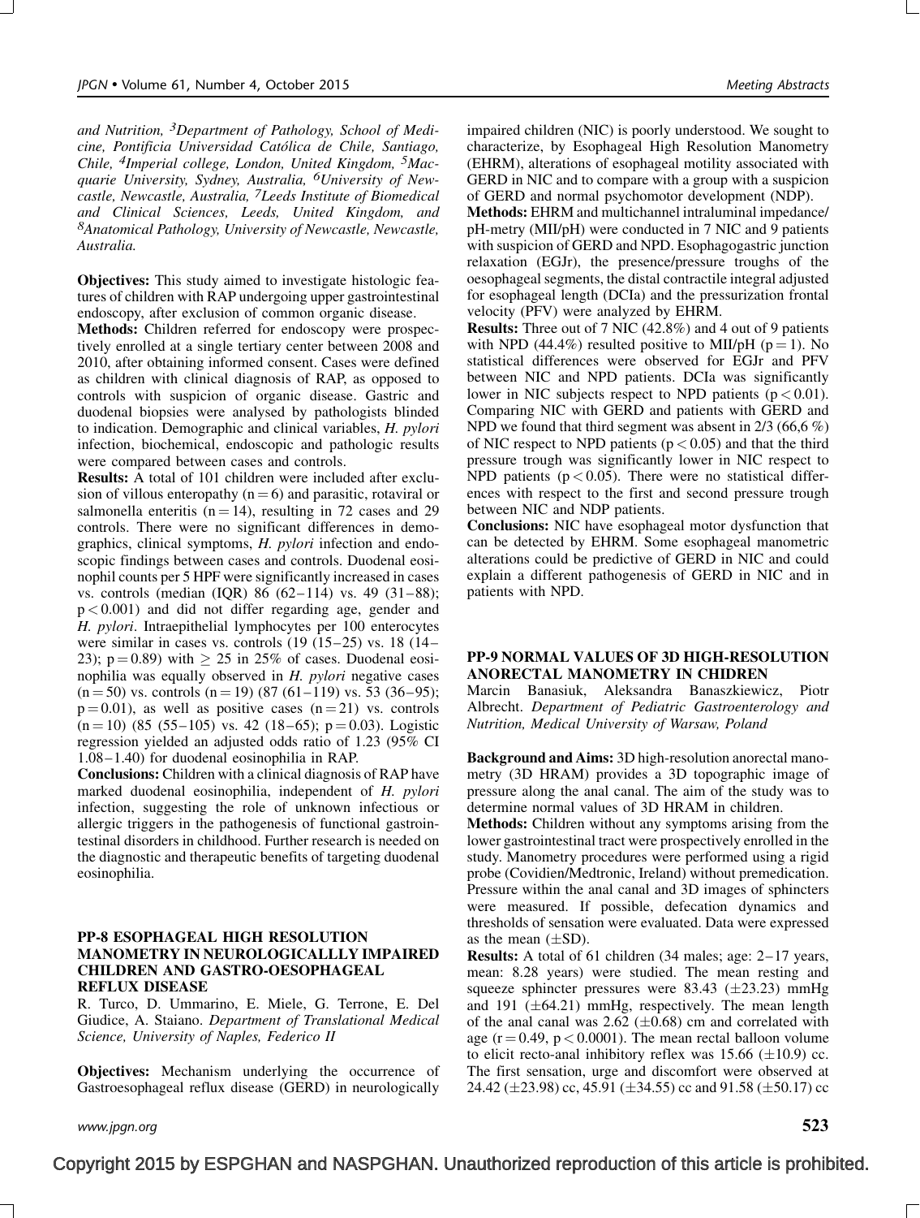and Nutrition, [3]Department of Pathology, School of Medicine, Pontificia Universidad Católica de Chile, Santiago, Chile, [4]Imperial college, London, United Kingdom, [5]Macquarie University, Sydney, Australia, [6]University of Newcastle, Newcastle, Australia, [7]Leeds Institute of Biomedical and Clinical Sciences, Leeds, United Kingdom, and [8]Anatomical Pathology, University of Newcastle, Newcastle, Australia.

**Objectives:** This study aimed to investigate histologic features of children with RAP undergoing upper gastrointestinal endoscopy, after exclusion of common organic disease.

**Methods:** Children referred for endoscopy were prospectively enrolled at a single tertiary center between 2008 and 2010, after obtaining informed consent. Cases were defined as children with clinical diagnosis of RAP, as opposed to controls with suspicion of organic disease. Gastric and duodenal biopsies were analysed by pathologists blinded to indication. Demographic and clinical variables, *H. pylori* infection, biochemical, endoscopic and pathologic results were compared between cases and controls.

**Results:** A total of 101 children were included after exclusion of villous enteropathy ($n = 6$) and parasitic, rotaviral or salmonella enteritis ($n = 14$), resulting in 72 cases and 29 controls. There were no significant differences in demographics, clinical symptoms, *H. pylori* infection and endoscopic findings between cases and controls. Duodenal eosinophil counts per 5 HPF were significantly increased in cases vs. controls (median (IQR) 86 (62–114) vs. 49 (31–88); $p < 0.001$) and did not differ regarding age, gender and *H. pylori*. Intraepithelial lymphocytes per 100 enterocytes were similar in cases vs. controls (19 (15–25) vs. 18 (14–23); $p = 0.89$) with $\geq 25$ in 25% of cases. Duodenal eosinophilia was equally observed in *H. pylori* negative cases ($n = 50$) vs. controls ($n = 19$) (87 (61–119) vs. 53 (36–95); $p = 0.01$), as well as positive cases ($n = 21$) vs. controls ($n = 10$) (85 (55–105) vs. 42 (18–65); $p = 0.03$). Logistic regression yielded an adjusted odds ratio of 1.23 (95% CI 1.08–1.40) for duodenal eosinophilia in RAP.

**Conclusions:** Children with a clinical diagnosis of RAP have marked duodenal eosinophilia, independent of *H. pylori* infection, suggesting the role of unknown infectious or allergic triggers in the pathogenesis of functional gastrointestinal disorders in childhood. Further research is needed on the diagnostic and therapeutic benefits of targeting duodenal eosinophilia.

## PP-8 ESOPHAGEAL HIGH RESOLUTION MANOMETRY IN NEUROLOGICALLLY IMPAIRED CHILDREN AND GASTRO-OESOPHAGEAL REFLUX DISEASE

R. Turco, D. Ummarino, E. Miele, G. Terrone, E. Del Giudice, A. Staiano. *Department of Translational Medical Science, University of Naples, Federico II*

**Objectives:** Mechanism underlying the occurrence of Gastroesophageal reflux disease (GERD) in neurologically impaired children (NIC) is poorly understood. We sought to characterize, by Esophageal High Resolution Manometry (EHRM), alterations of esophageal motility associated with GERD in NIC and to compare with a group with a suspicion of GERD and normal psychomotor development (NDP).

**Methods:** EHRM and multichannel intraluminal impedance/pH-metry (MII/pH) were conducted in 7 NIC and 9 patients with suspicion of GERD and NPD. Esophagogastric junction relaxation (EGJr), the presence/pressure troughs of the oesophageal segments, the distal contractile integral adjusted for esophageal length (DCIa) and the pressurization frontal velocity (PFV) were analyzed by EHRM.

**Results:** Three out of 7 NIC (42.8%) and 4 out of 9 patients with NPD (44.4%) resulted positive to MII/pH ($p = 1$). No statistical differences were observed for EGJr and PFV between NIC and NPD patients. DCIa was significantly lower in NIC subjects respect to NPD patients ($p < 0.01$). Comparing NIC with GERD and patients with GERD and NPD we found that third segment was absent in 2/3 (66,6 %) of NIC respect to NPD patients ($p < 0.05$) and that the third pressure trough was significantly lower in NIC respect to NPD patients ($p < 0.05$). There were no statistical differences with respect to the first and second pressure trough between NIC and NDP patients.

**Conclusions:** NIC have esophageal motor dysfunction that can be detected by EHRM. Some esophageal manometric alterations could be predictive of GERD in NIC and could explain a different pathogenesis of GERD in NIC and in patients with NPD.

## PP-9 NORMAL VALUES OF 3D HIGH-RESOLUTION ANORECTAL MANOMETRY IN CHIDREN

Marcin Banasiuk, Aleksandra Banaszkiewicz, Piotr Albrecht. *Department of Pediatric Gastroenterology and Nutrition, Medical University of Warsaw, Poland*

**Background and Aims:** 3D high-resolution anorectal manometry (3D HRAM) provides a 3D topographic image of pressure along the anal canal. The aim of the study was to determine normal values of 3D HRAM in children.

**Methods:** Children without any symptoms arising from the lower gastrointestinal tract were prospectively enrolled in the study. Manometry procedures were performed using a rigid probe (Covidien/Medtronic, Ireland) without premedication. Pressure within the anal canal and 3D images of sphincters were measured. If possible, defecation dynamics and thresholds of sensation were evaluated. Data were expressed as the mean ($\pm$SD).

**Results:** A total of 61 children (34 males; age: 2–17 years, mean: 8.28 years) were studied. The mean resting and squeeze sphincter pressures were 83.43 ($\pm$23.23) mmHg and 191 ($\pm$64.21) mmHg, respectively. The mean length of the anal canal was 2.62 ($\pm$0.68) cm and correlated with age ($r = 0.49$, $p < 0.0001$). The mean rectal balloon volume to elicit recto-anal inhibitory reflex was 15.66 ($\pm$10.9) cc. The first sensation, urge and discomfort were observed at 24.42 ($\pm$23.98) cc, 45.91 ($\pm$34.55) cc and 91.58 ($\pm$50.17) cc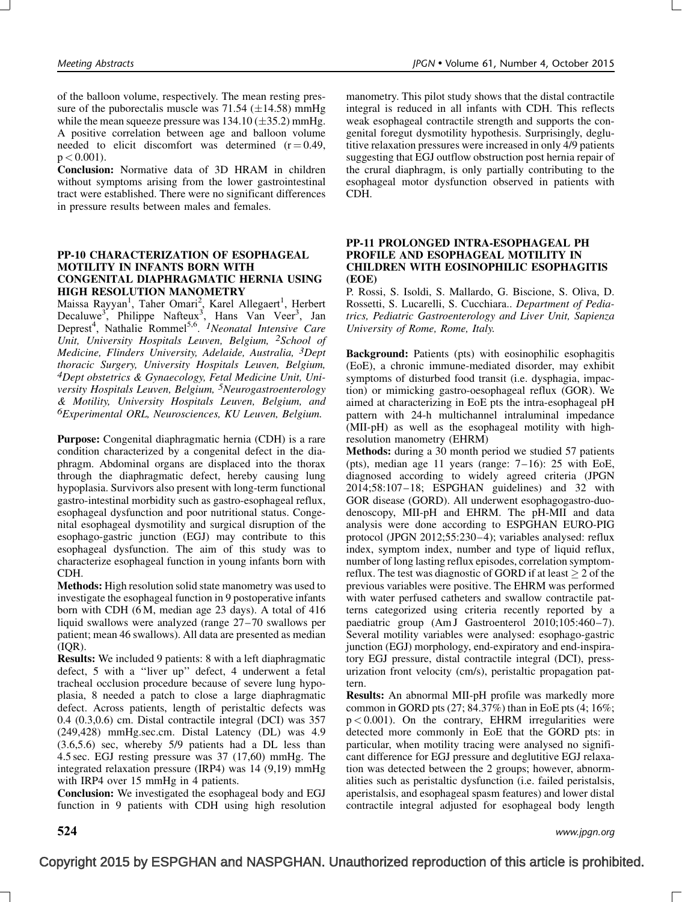of the balloon volume, respectively. The mean resting pressure of the puborectalis muscle was 71.54 (±14.58) mmHg while the mean squeeze pressure was 134.10 (±35.2) mmHg. A positive correlation between age and balloon volume needed to elicit discomfort was determined ($r = 0.49$, $p < 0.001$).

**Conclusion:** Normative data of 3D HRAM in children without symptoms arising from the lower gastrointestinal tract were established. There were no significant differences in pressure results between males and females.

### PP-10 CHARACTERIZATION OF ESOPHAGEAL MOTILITY IN INFANTS BORN WITH CONGENITAL DIAPHRAGMATIC HERNIA USING HIGH RESOLUTION MANOMETRY

Maissa Rayyan[1], Taher Omari[2], Karel Allegaert[1], Herbert Decaluwe[3], Philippe Nafteux[3], Hans Van Veer[3], Jan Deprest[4], Nathalie Rommel[5,6]. *[1]Neonatal Intensive Care Unit, University Hospitals Leuven, Belgium, [2]School of Medicine, Flinders University, Adelaide, Australia, [3]Dept thoracic Surgery, University Hospitals Leuven, Belgium, [4]Dept obstetrics & Gynaecology, Fetal Medicine Unit, University Hospitals Leuven, Belgium, [5]Neurogastroenterology & Motility, University Hospitals Leuven, Belgium, and [6]Experimental ORL, Neurosciences, KU Leuven, Belgium.*

**Purpose:** Congenital diaphragmatic hernia (CDH) is a rare condition characterized by a congenital defect in the diaphragm. Abdominal organs are displaced into the thorax through the diaphragmatic defect, hereby causing lung hypoplasia. Survivors also present with long-term functional gastro-intestinal morbidity such as gastro-esophageal reflux, esophageal dysfunction and poor nutritional status. Congenital esophageal dysmotility and surgical disruption of the esophago-gastric junction (EGJ) may contribute to this esophageal dysfunction. The aim of this study was to characterize esophageal function in young infants born with CDH.

**Methods:** High resolution solid state manometry was used to investigate the esophageal function in 9 postoperative infants born with CDH (6 M, median age 23 days). A total of 416 liquid swallows were analyzed (range 27–70 swallows per patient; mean 46 swallows). All data are presented as median (IQR).

**Results:** We included 9 patients: 8 with a left diaphragmatic defect, 5 with a ''liver up'' defect, 4 underwent a fetal tracheal occlusion procedure because of severe lung hypoplasia, 8 needed a patch to close a large diaphragmatic defect. Across patients, length of peristaltic defects was 0.4 (0.3,0.6) cm. Distal contractile integral (DCI) was 357 (249,428) mmHg.sec.cm. Distal Latency (DL) was 4.9 (3.6,5.6) sec, whereby 5/9 patients had a DL less than 4.5 sec. EGJ resting pressure was 37 (17,60) mmHg. The integrated relaxation pressure (IRP4) was 14 (9,19) mmHg with IRP4 over 15 mmHg in 4 patients.

**Conclusion:** We investigated the esophageal body and EGJ function in 9 patients with CDH using high resolution manometry. This pilot study shows that the distal contractile integral is reduced in all infants with CDH. This reflects weak esophageal contractile strength and supports the congenital foregut dysmotility hypothesis. Surprisingly, deglutitive relaxation pressures were increased in only 4/9 patients suggesting that EGJ outflow obstruction post hernia repair of the crural diaphragm, is only partially contributing to the esophageal motor dysfunction observed in patients with CDH.

### PP-11 PROLONGED INTRA-ESOPHAGEAL PH PROFILE AND ESOPHAGEAL MOTILITY IN CHILDREN WITH EOSINOPHILIC ESOPHAGITIS (EOE)

P. Rossi, S. Isoldi, S. Mallardo, G. Biscione, S. Oliva, D. Rossetti, S. Lucarelli, S. Cucchiara.. *Department of Pediatrics, Pediatric Gastroenterology and Liver Unit, Sapienza University of Rome, Rome, Italy.*

**Background:** Patients (pts) with eosinophilic esophagitis (EoE), a chronic immune-mediated disorder, may exhibit symptoms of disturbed food transit (i.e. dysphagia, impaction) or mimicking gastro-oesophageal reflux (GOR). We aimed at characterizing in EoE pts the intra-esophageal pH pattern with 24-h multichannel intraluminal impedance (MII-pH) as well as the esophageal motility with high-resolution manometry (EHRM)

**Methods:** during a 30 month period we studied 57 patients (pts), median age 11 years (range: 7–16): 25 with EoE, diagnosed according to widely agreed criteria (JPGN 2014;58:107–18; ESPGHAN guidelines) and 32 with GOR disease (GORD). All underwent esophagogastro-duodenoscopy, MII-pH and EHRM. The pH-MII and data analysis were done according to ESPGHAN EURO-PIG protocol (JPGN 2012;55:230–4); variables analysed: reflux index, symptom index, number and type of liquid reflux, number of long lasting reflux episodes, correlation symptom-reflux. The test was diagnostic of GORD if at least ≥ 2 of the previous variables were positive. The EHRM was performed with water perfused catheters and swallow contractile patterns categorized using criteria recently reported by a paediatric group (Am J Gastroenterol 2010;105:460–7). Several motility variables were analysed: esophago-gastric junction (EGJ) morphology, end-expiratory and end-inspiratory EGJ pressure, distal contractile integral (DCI), pressurization front velocity (cm/s), peristaltic propagation pattern.

**Results:** An abnormal MII-pH profile was markedly more common in GORD pts (27; 84.37%) than in EoE pts (4; 16%; $p < 0.001$). On the contrary, EHRM irregularities were detected more commonly in EoE that the GORD pts: in particular, when motility tracing were analysed no significant difference for EGJ pressure and deglutitive EGJ relaxation was detected between the 2 groups; however, abnormalities such as peristaltic dysfunction (i.e. failed peristalsis, aperistalsis, and esophageal spasm features) and lower distal contractile integral adjusted for esophageal body length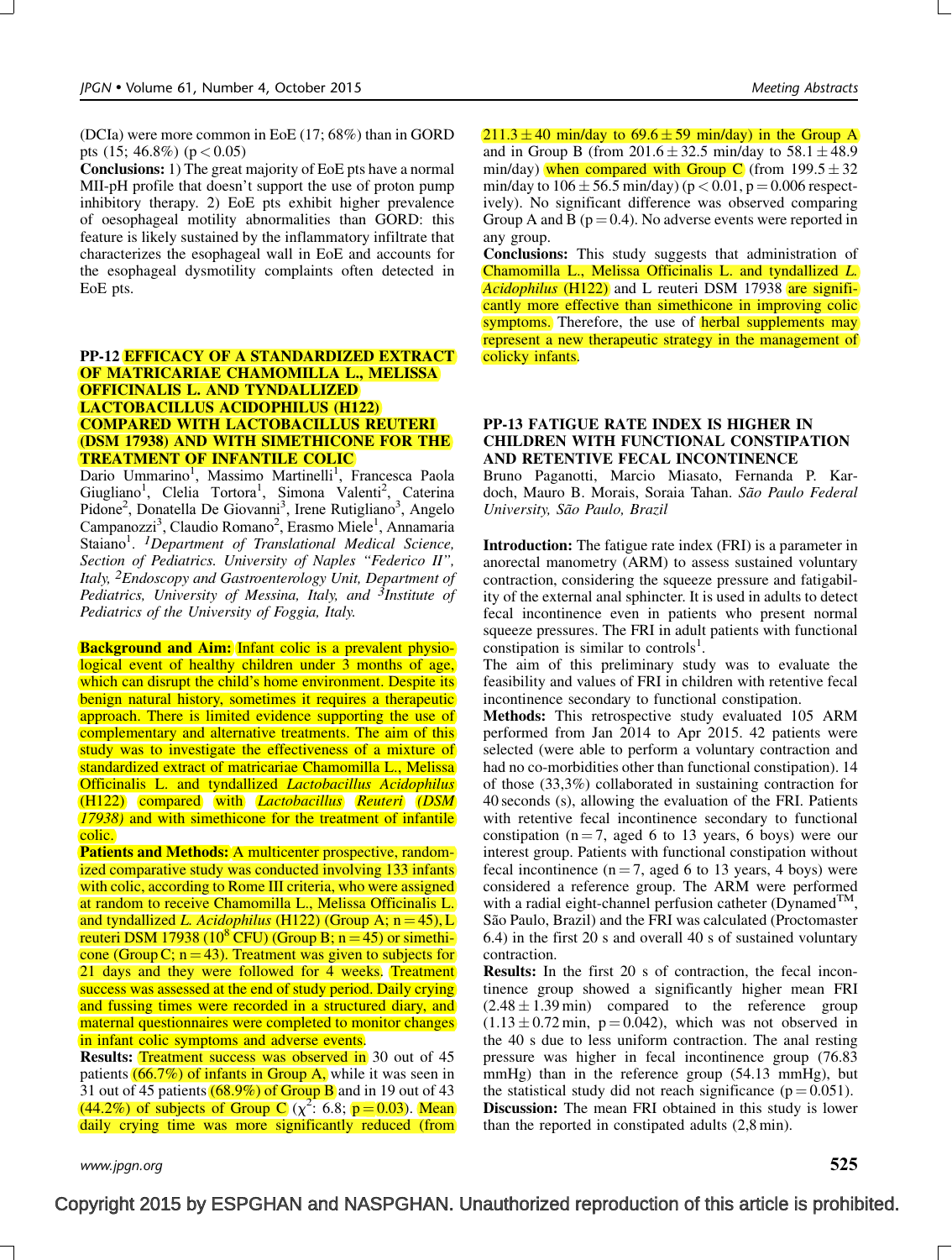(DCIa) were more common in EoE (17; 68%) than in GORD pts (15; 46.8%) ($p < 0.05$)

**Conclusions:** 1) The great majority of EoE pts have a normal MII-pH profile that doesn't support the use of proton pump inhibitory therapy. 2) EoE pts exhibit higher prevalence of oesophageal motility abnormalities than GORD: this feature is likely sustained by the inflammatory infiltrate that characterizes the esophageal wall in EoE and accounts for the esophageal dysmotility complaints often detected in EoE pts.

## PP-12 EFFICACY OF A STANDARDIZED EXTRACT OF MATRICARIAE CHAMOMILLA L., MELISSA OFFICINALIS L. AND TYNDALLIZED LACTOBACILLUS ACIDOPHILUS (H122) COMPARED WITH LACTOBACILLUS REUTERI (DSM 17938) AND WITH SIMETHICONE FOR THE TREATMENT OF INFANTILE COLIC

Dario Ummarino[1], Massimo Martinelli[1], Francesca Paola Giugliano[1], Clelia Tortora[1], Simona Valenti[2], Caterina Pidone[2], Donatella De Giovanni[3], Irene Rutigliano[3], Angelo Campanozzi[3], Claudio Romano[2], Erasmo Miele[1], Annamaria Staiano[1]. *[1]Department of Translational Medical Science, Section of Pediatrics. University of Naples "Federico II", Italy, [2]Endoscopy and Gastroenterology Unit, Department of Pediatrics, University of Messina, Italy, and [3]Institute of Pediatrics of the University of Foggia, Italy.*

**Background and Aim:** Infant colic is a prevalent physiological event of healthy children under 3 months of age, which can disrupt the child's home environment. Despite its benign natural history, sometimes it requires a therapeutic approach. There is limited evidence supporting the use of complementary and alternative treatments. The aim of this study was to investigate the effectiveness of a mixture of standardized extract of matricariae Chamomilla L., Melissa Officinalis L. and tyndallized *Lactobacillus Acidophilus* (H122) compared with *Lactobacillus Reuteri (DSM 17938)* and with simethicone for the treatment of infantile colic.

**Patients and Methods:** A multicenter prospective, randomized comparative study was conducted involving 133 infants with colic, according to Rome III criteria, who were assigned at random to receive Chamomilla L., Melissa Officinalis L. and tyndallized *L. Acidophilus* (H122) (Group A; $n = 45$), L reuteri DSM 17938 ($10^8$ CFU) (Group B; $n = 45$) or simethicone (Group C; $n = 43$). Treatment was given to subjects for 21 days and they were followed for 4 weeks. Treatment success was assessed at the end of study period. Daily crying and fussing times were recorded in a structured diary, and maternal questionnaires were completed to monitor changes in infant colic symptoms and adverse events.

**Results:** Treatment success was observed in 30 out of 45 patients (66.7%) of infants in Group A, while it was seen in 31 out of 45 patients (68.9%) of Group B and in 19 out of 43 (44.2%) of subjects of Group C ($\chi^2$: 6.8; $p = 0.03$). Mean daily crying time was more significantly reduced (from $211.3 \pm 40$ min/day to $69.6 \pm 59$ min/day) in the Group A and in Group B (from $201.6 \pm 32.5$ min/day to $58.1 \pm 48.9$ min/day) when compared with Group C (from $199.5 \pm 32$ min/day to $106 \pm 56.5$ min/day) ($p < 0.01$, $p = 0.006$ respectively). No significant difference was observed comparing Group A and B ($p = 0.4$). No adverse events were reported in any group.

**Conclusions:** This study suggests that administration of Chamomilla L., Melissa Officinalis L. and tyndallized *L. Acidophilus* (H122) and L reuteri DSM 17938 are significantly more effective than simethicone in improving colic symptoms. Therefore, the use of herbal supplements may represent a new therapeutic strategy in the management of colicky infants.

## PP-13 FATIGUE RATE INDEX IS HIGHER IN CHILDREN WITH FUNCTIONAL CONSTIPATION AND RETENTIVE FECAL INCONTINENCE

Bruno Paganotti, Marcio Miasato, Fernanda P. Kardoch, Mauro B. Morais, Soraia Tahan. *São Paulo Federal University, São Paulo, Brazil*

**Introduction:** The fatigue rate index (FRI) is a parameter in anorectal manometry (ARM) to assess sustained voluntary contraction, considering the squeeze pressure and fatigability of the external anal sphincter. It is used in adults to detect fecal incontinence even in patients who present normal squeeze pressures. The FRI in adult patients with functional constipation is similar to controls[1].

The aim of this preliminary study was to evaluate the feasibility and values of FRI in children with retentive fecal incontinence secondary to functional constipation.

**Methods:** This retrospective study evaluated 105 ARM performed from Jan 2014 to Apr 2015. 42 patients were selected (were able to perform a voluntary contraction and had no co-morbidities other than functional constipation). 14 of those (33,3%) collaborated in sustaining contraction for 40 seconds (s), allowing the evaluation of the FRI. Patients with retentive fecal incontinence secondary to functional constipation ($n = 7$, aged 6 to 13 years, 6 boys) were our interest group. Patients with functional constipation without fecal incontinence ($n = 7$, aged 6 to 13 years, 4 boys) were considered a reference group. The ARM were performed with a radial eight-channel perfusion catheter (Dynamed™, São Paulo, Brazil) and the FRI was calculated (Proctomaster 6.4) in the first 20 s and overall 40 s of sustained voluntary contraction.

**Results:** In the first 20 s of contraction, the fecal incontinence group showed a significantly higher mean FRI ($2.48 \pm 1.39$ min) compared to the reference group ($1.13 \pm 0.72$ min, $p = 0.042$), which was not observed in the 40 s due to less uniform contraction. The anal resting pressure was higher in fecal incontinence group (76.83 mmHg) than in the reference group (54.13 mmHg), but the statistical study did not reach significance ($p = 0.051$).

**Discussion:** The mean FRI obtained in this study is lower than the reported in constipated adults (2,8 min).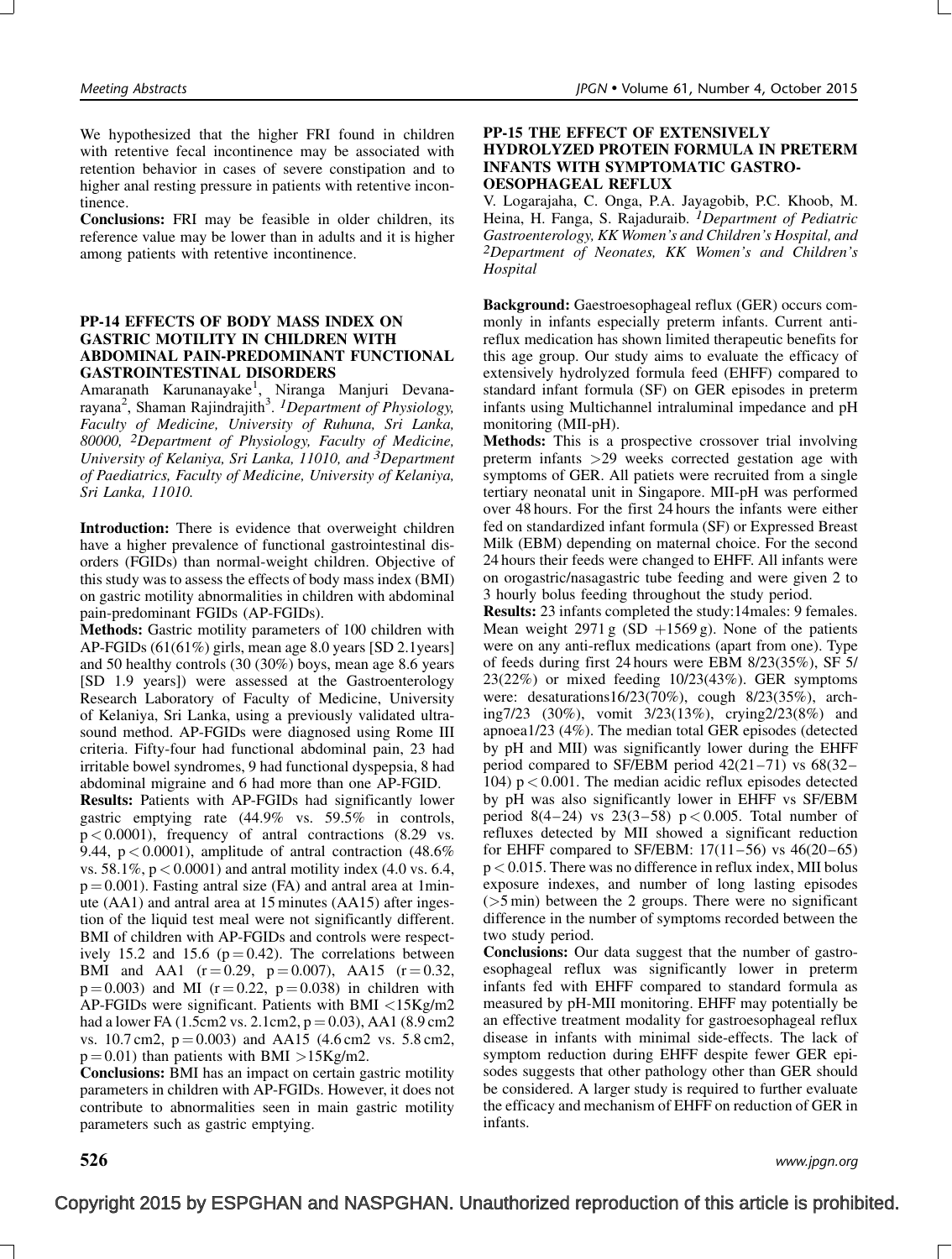We hypothesized that the higher FRI found in children with retentive fecal incontinence may be associated with retention behavior in cases of severe constipation and to higher anal resting pressure in patients with retentive incontinence.

**Conclusions:** FRI may be feasible in older children, its reference value may be lower than in adults and it is higher among patients with retentive incontinence.

### PP-14 EFFECTS OF BODY MASS INDEX ON GASTRIC MOTILITY IN CHILDREN WITH ABDOMINAL PAIN-PREDOMINANT FUNCTIONAL GASTROINTESTINAL DISORDERS

Amaranath Karunanayake[1], Niranga Manjuri Devanarayana[2], Shaman Rajindrajith[3]. *[1]Department of Physiology, Faculty of Medicine, University of Ruhuna, Sri Lanka, 80000, [2]Department of Physiology, Faculty of Medicine, University of Kelaniya, Sri Lanka, 11010, and [3]Department of Paediatrics, Faculty of Medicine, University of Kelaniya, Sri Lanka, 11010.*

**Introduction:** There is evidence that overweight children have a higher prevalence of functional gastrointestinal disorders (FGIDs) than normal-weight children. Objective of this study was to assess the effects of body mass index (BMI) on gastric motility abnormalities in children with abdominal pain-predominant FGIDs (AP-FGIDs).

**Methods:** Gastric motility parameters of 100 children with AP-FGIDs (61(61%) girls, mean age 8.0 years [SD 2.1years] and 50 healthy controls (30 (30%) boys, mean age 8.6 years [SD 1.9 years]) were assessed at the Gastroenterology Research Laboratory of Faculty of Medicine, University of Kelaniya, Sri Lanka, using a previously validated ultrasound method. AP-FGIDs were diagnosed using Rome III criteria. Fifty-four had functional abdominal pain, 23 had irritable bowel syndromes, 9 had functional dyspepsia, 8 had abdominal migraine and 6 had more than one AP-FGID.

**Results:** Patients with AP-FGIDs had significantly lower gastric emptying rate (44.9% vs. 59.5% in controls, $p < 0.0001$), frequency of antral contractions (8.29 vs. 9.44, $p < 0.0001$), amplitude of antral contraction (48.6% vs. 58.1%, $p < 0.0001$) and antral motility index (4.0 vs. 6.4, $p = 0.001$). Fasting antral size (FA) and antral area at 1minute (AA1) and antral area at 15 minutes (AA15) after ingestion of the liquid test meal were not significantly different. BMI of children with AP-FGIDs and controls were respectively 15.2 and 15.6 ($p = 0.42$). The correlations between BMI and AA1 ($r = 0.29$, $p = 0.007$), AA15 ($r = 0.32$, $p = 0.003$) and MI ($r = 0.22$, $p = 0.038$) in children with AP-FGIDs were significant. Patients with BMI <15Kg/m2 had a lower FA (1.5cm2 vs. 2.1cm2, $p = 0.03$), AA1 (8.9 cm2 vs. 10.7 cm2, $p = 0.003$) and AA15 (4.6 cm2 vs. 5.8 cm2, $p = 0.01$) than patients with BMI >15Kg/m2.

**Conclusions:** BMI has an impact on certain gastric motility parameters in children with AP-FGIDs. However, it does not contribute to abnormalities seen in main gastric motility parameters such as gastric emptying.

### PP-15 THE EFFECT OF EXTENSIVELY HYDROLYZED PROTEIN FORMULA IN PRETERM INFANTS WITH SYMPTOMATIC GASTRO-OESOPHAGEAL REFLUX

V. Logarajaha, C. Onga, P.A. Jayagobib, P.C. Khoob, M. Heina, H. Fanga, S. Rajaduraib. *[1]Department of Pediatric Gastroenterology, KK Women's and Children's Hospital, and [2]Department of Neonates, KK Women's and Children's Hospital*

**Background:** Gastroesophageal reflux (GER) occurs commonly in infants especially preterm infants. Current anti-reflux medication has shown limited therapeutic benefits for this age group. Our study aims to evaluate the efficacy of extensively hydrolyzed formula feed (EHFF) compared to standard infant formula (SF) on GER episodes in preterm infants using Multichannel intraluminal impedance and pH monitoring (MII-pH).

**Methods:** This is a prospective crossover trial involving preterm infants >29 weeks corrected gestation age with symptoms of GER. All patiets were recruited from a single tertiary neonatal unit in Singapore. MII-pH was performed over 48 hours. For the first 24 hours the infants were either fed on standardized infant formula (SF) or Expressed Breast Milk (EBM) depending on maternal choice. For the second 24 hours their feeds were changed to EHFF. All infants were on orogastric/nasagastric tube feeding and were given 2 to 3 hourly bolus feeding throughout the study period.

**Results:** 23 infants completed the study:14males: 9 females. Mean weight 2971 g (SD +1569 g). None of the patients were on any anti-reflux medications (apart from one). Type of feeds during first 24 hours were EBM 8/23(35%), SF 5/23(22%) or mixed feeding 10/23(43%). GER symptoms were: desaturations16/23(70%), cough 8/23(35%), arching7/23 (30%), vomit 3/23(13%), crying2/23(8%) and apnoea1/23 (4%). The median total GER episodes (detected by pH and MII) was significantly lower during the EHFF period compared to SF/EBM period 42(21–71) vs 68(32–104) $p < 0.001$. The median acidic reflux episodes detected by pH was also significantly lower in EHFF vs SF/EBM period 8(4–24) vs 23(3–58) $p < 0.005$. Total number of refluxes detected by MII showed a significant reduction for EHFF compared to SF/EBM: 17(11–56) vs 46(20–65) $p < 0.015$. There was no difference in reflux index, MII bolus exposure indexes, and number of long lasting episodes (>5 min) between the 2 groups. There were no significant difference in the number of symptoms recorded between the two study period.

**Conclusions:** Our data suggest that the number of gastroesophageal reflux was significantly lower in preterm infants fed with EHFF compared to standard formula as measured by pH-MII monitoring. EHFF may potentially be an effective treatment modality for gastroesophageal reflux disease in infants with minimal side-effects. The lack of symptom reduction during EHFF despite fewer GER episodes suggests that other pathology other than GER should be considered. A larger study is required to further evaluate the efficacy and mechanism of EHFF on reduction of GER in infants.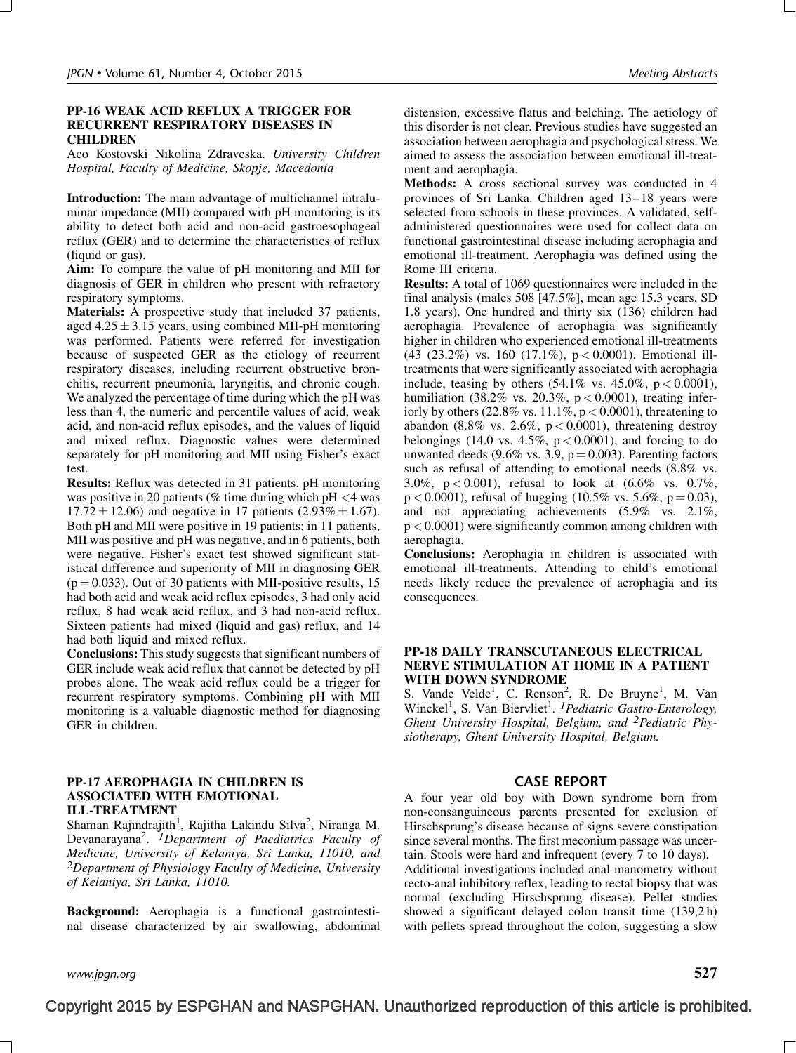### PP-16 WEAK ACID REFLUX A TRIGGER FOR RECURRENT RESPIRATORY DISEASES IN CHILDREN

Aco Kostovski Nikolina Zdraveska. *University Children Hospital, Faculty of Medicine, Skopje, Macedonia*

**Introduction:** The main advantage of multichannel intraluminar impedance (MII) compared with pH monitoring is its ability to detect both acid and non-acid gastroesophageal reflux (GER) and to determine the characteristics of reflux (liquid or gas).

**Aim:** To compare the value of pH monitoring and MII for diagnosis of GER in children who present with refractory respiratory symptoms.

**Materials:** A prospective study that included 37 patients, aged $4.25 \pm 3.15$ years, using combined MII-pH monitoring was performed. Patients were referred for investigation because of suspected GER as the etiology of recurrent respiratory diseases, including recurrent obstructive bronchitis, recurrent pneumonia, laryngitis, and chronic cough. We analyzed the percentage of time during which the pH was less than 4, the numeric and percentile values of acid, weak acid, and non-acid reflux episodes, and the values of liquid and mixed reflux. Diagnostic values were determined separately for pH monitoring and MII using Fisher's exact test.

**Results:** Reflux was detected in 31 patients. pH monitoring was positive in 20 patients (% time during which pH <4 was $17.72 \pm 12.06$) and negative in 17 patients ($2.93\% \pm 1.67$). Both pH and MII were positive in 19 patients: in 11 patients, MII was positive and pH was negative, and in 6 patients, both were negative. Fisher's exact test showed significant statistical difference and superiority of MII in diagnosing GER ($p = 0.033$). Out of 30 patients with MII-positive results, 15 had both acid and weak acid reflux episodes, 3 had only acid reflux, 8 had weak acid reflux, and 3 had non-acid reflux. Sixteen patients had mixed (liquid and gas) reflux, and 14 had both liquid and mixed reflux.

**Conclusions:** This study suggests that significant numbers of GER include weak acid reflux that cannot be detected by pH probes alone. The weak acid reflux could be a trigger for recurrent respiratory symptoms. Combining pH with MII monitoring is a valuable diagnostic method for diagnosing GER in children.

### PP-17 AEROPHAGIA IN CHILDREN IS ASSOCIATED WITH EMOTIONAL ILL-TREATMENT

Shaman Rajindrajith[1], Rajitha Lakindu Silva[2], Niranga M. Devanarayana[2]. [1]*Department of Paediatrics Faculty of Medicine, University of Kelaniya, Sri Lanka, 11010, and* [2]*Department of Physiology Faculty of Medicine, University of Kelaniya, Sri Lanka, 11010.*

**Background:** Aerophagia is a functional gastrointestinal disease characterized by air swallowing, abdominal distension, excessive flatus and belching. The aetiology of this disorder is not clear. Previous studies have suggested an association between aerophagia and psychological stress. We aimed to assess the association between emotional ill-treatment and aerophagia.

**Methods:** A cross sectional survey was conducted in 4 provinces of Sri Lanka. Children aged 13–18 years were selected from schools in these provinces. A validated, self-administered questionnaires were used for collect data on functional gastrointestinal disease including aerophagia and emotional ill-treatment. Aerophagia was defined using the Rome III criteria.

**Results:** A total of 1069 questionnaires were included in the final analysis (males 508 [47.5%], mean age 15.3 years, SD 1.8 years). One hundred and thirty six (136) children had aerophagia. Prevalence of aerophagia was significantly higher in children who experienced emotional ill-treatments (43 (23.2%) vs. 160 (17.1%), $p < 0.0001$). Emotional ill-treatments that were significantly associated with aerophagia include, teasing by others (54.1% vs. 45.0%, $p < 0.0001$), humiliation (38.2% vs. 20.3%, $p < 0.0001$), treating inferiorly by others (22.8% vs. 11.1%, $p < 0.0001$), threatening to abandon (8.8% vs. 2.6%, $p < 0.0001$), threatening destroy belongings (14.0 vs. 4.5%, $p < 0.0001$), and forcing to do unwanted deeds (9.6% vs. 3.9, $p = 0.003$). Parenting factors such as refusal of attending to emotional needs (8.8% vs. 3.0%, $p < 0.001$), refusal to look at (6.6% vs. 0.7%, $p < 0.0001$), refusal of hugging (10.5% vs. 5.6%, $p = 0.03$), and not appreciating achievements (5.9% vs. 2.1%, $p < 0.0001$) were significantly common among children with aerophagia.

**Conclusions:** Aerophagia in children is associated with emotional ill-treatments. Attending to child's emotional needs likely reduce the prevalence of aerophagia and its consequences.

### PP-18 DAILY TRANSCUTANEOUS ELECTRICAL NERVE STIMULATION AT HOME IN A PATIENT WITH DOWN SYNDROME

S. Vande Velde[1], C. Renson[2], R. De Bruyne[1], M. Van Winckel[1], S. Van Biervliet[1]. [1]*Pediatric Gastro-Enterology, Ghent University Hospital, Belgium, and* [2]*Pediatric Physiotherapy, Ghent University Hospital, Belgium.*

#### CASE REPORT

A four year old boy with Down syndrome born from non-consanguineous parents presented for exclusion of Hirschsprung's disease because of signs severe constipation since several months. The first meconium passage was uncertain. Stools were hard and infrequent (every 7 to 10 days).

Additional investigations included anal manometry without recto-anal inhibitory reflex, leading to rectal biopsy that was normal (excluding Hirschsprung disease). Pellet studies showed a significant delayed colon transit time (139,2 h) with pellets spread throughout the colon, suggesting a slow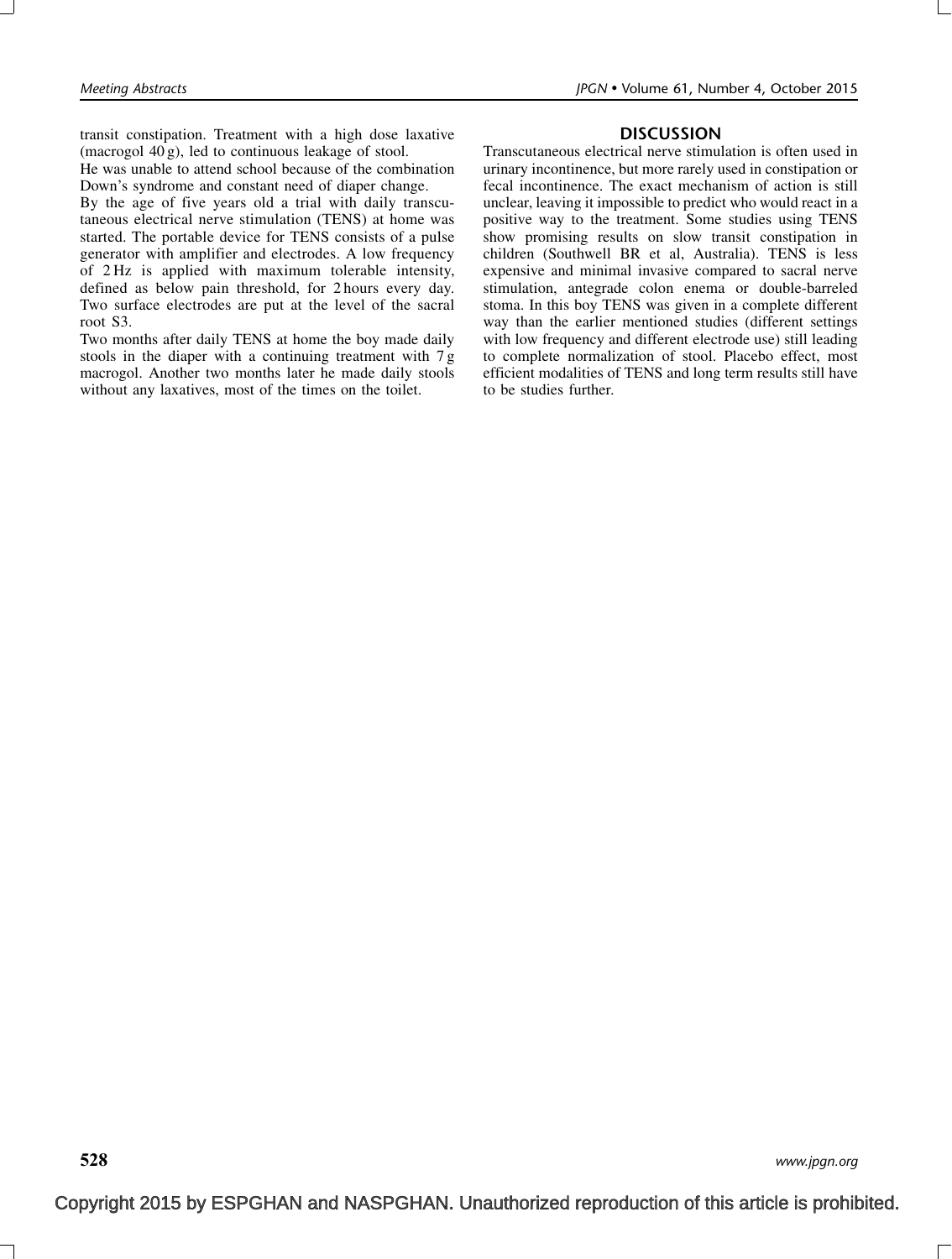transit constipation. Treatment with a high dose laxative (macrogol 40 g), led to continuous leakage of stool.

He was unable to attend school because of the combination Down's syndrome and constant need of diaper change.

By the age of five years old a trial with daily transcutaneous electrical nerve stimulation (TENS) at home was started. The portable device for TENS consists of a pulse generator with amplifier and electrodes. A low frequency of 2 Hz is applied with maximum tolerable intensity, defined as below pain threshold, for 2 hours every day. Two surface electrodes are put at the level of the sacral root S3.

Two months after daily TENS at home the boy made daily stools in the diaper with a continuing treatment with 7 g macrogol. Another two months later he made daily stools without any laxatives, most of the times on the toilet.

## DISCUSSION

Transcutaneous electrical nerve stimulation is often used in urinary incontinence, but more rarely used in constipation or fecal incontinence. The exact mechanism of action is still unclear, leaving it impossible to predict who would react in a positive way to the treatment. Some studies using TENS show promising results on slow transit constipation in children (Southwell BR et al, Australia). TENS is less expensive and minimal invasive compared to sacral nerve stimulation, antegrade colon enema or double-barreled stoma. In this boy TENS was given in a complete different way than the earlier mentioned studies (different settings with low frequency and different electrode use) still leading to complete normalization of stool. Placebo effect, most efficient modalities of TENS and long term results still have to be studies further.